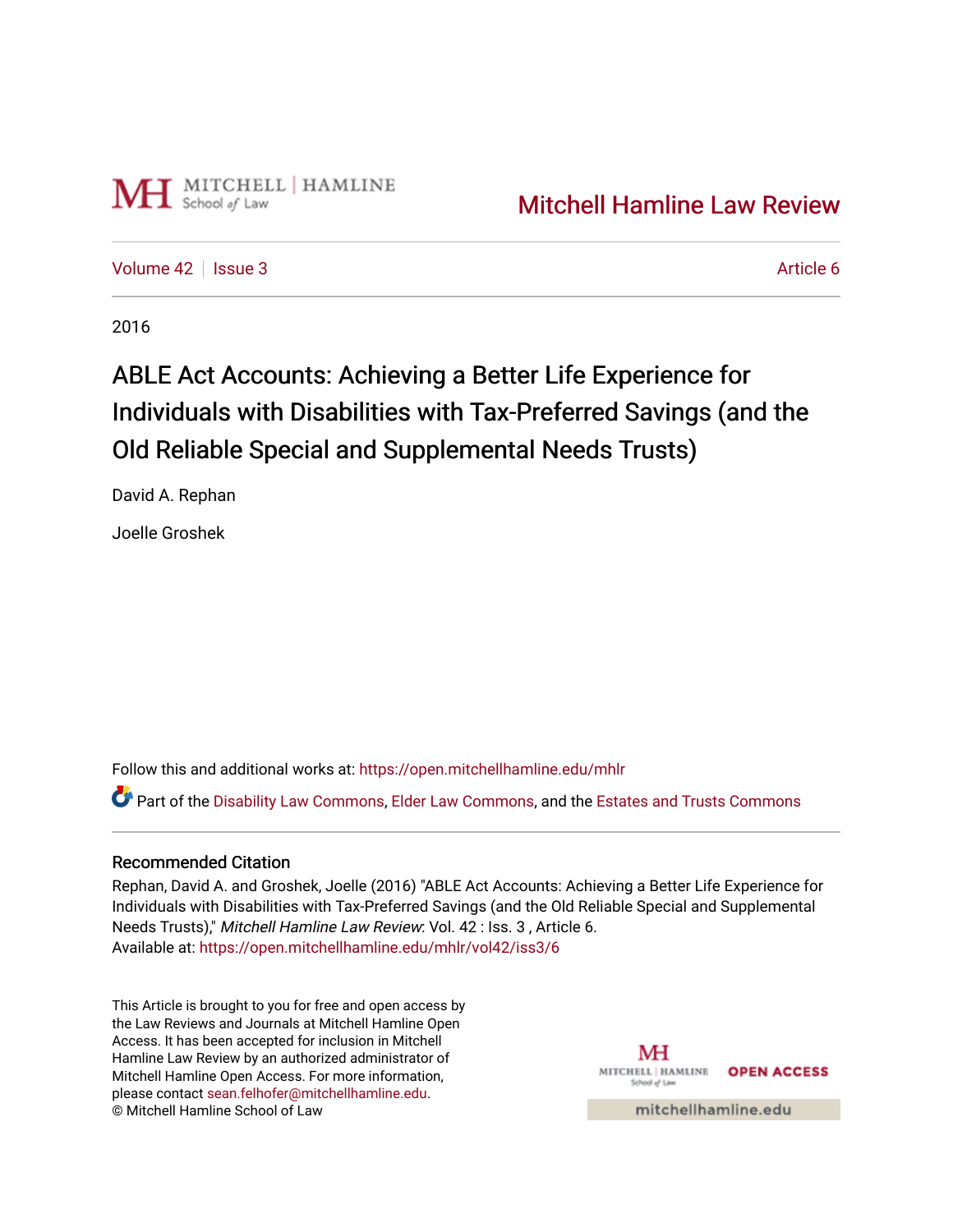Mitchell Hamline Law Review

Volume 42 | Issue 3 | Article 6

2016

# ABLE Act Accounts: Achieving a Better Life Experience for Individuals with Disabilities with Tax-Preferred Savings (and the Old Reliable Special and Supplemental Needs Trusts)

David A. Rephan

Joelle Groshek

Follow this and additional works at: https://open.mitchellhamline.edu/mhlr

Part of the Disability Law Commons, Elder Law Commons, and the Estates and Trusts Commons

## Recommended Citation

Rephan, David A. and Groshek, Joelle (2016) "ABLE Act Accounts: Achieving a Better Life Experience for Individuals with Disabilities with Tax-Preferred Savings (and the Old Reliable Special and Supplemental Needs Trusts)," *Mitchell Hamline Law Review*: Vol. 42 : Iss. 3 , Article 6.
Available at: https://open.mitchellhamline.edu/mhlr/vol42/iss3/6

This Article is brought to you for free and open access by the Law Reviews and Journals at Mitchell Hamline Open Access. It has been accepted for inclusion in Mitchell Hamline Law Review by an authorized administrator of Mitchell Hamline Open Access. For more information, please contact sean.felhofer@mitchellhamline.edu.
© Mitchell Hamline School of Law

OPEN ACCESS

mitchellhamline.edu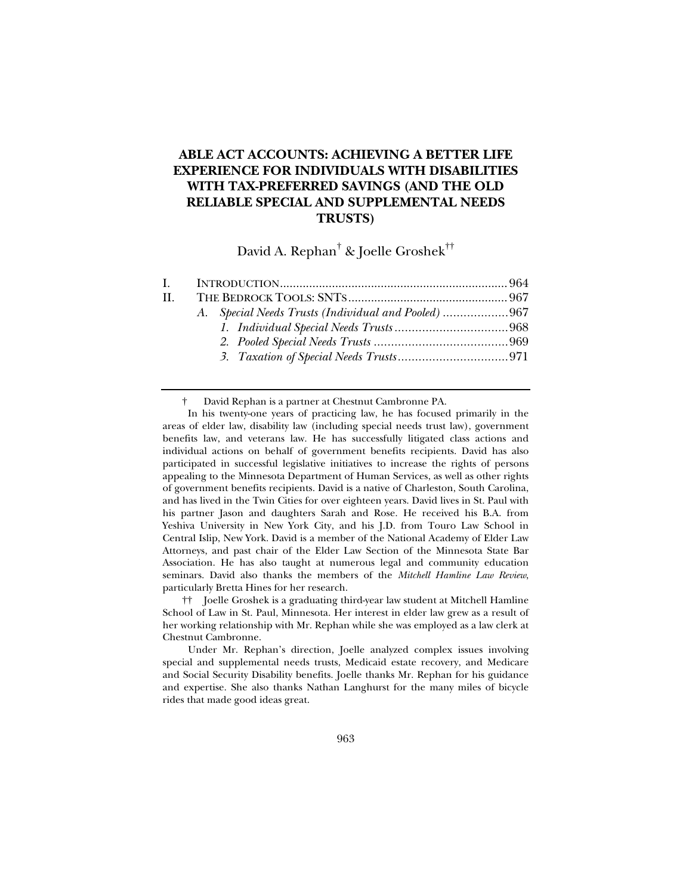# ABLE ACT ACCOUNTS: ACHIEVING A BETTER LIFE EXPERIENCE FOR INDIVIDUALS WITH DISABILITIES WITH TAX-PREFERRED SAVINGS (AND THE OLD RELIABLE SPECIAL AND SUPPLEMENTAL NEEDS TRUSTS)

David A. Rephan[†] & Joelle Groshek[††]

I. INTRODUCTION ..................................................................... 964
II. THE BEDROCK TOOLS: SNTs ................................................ 967
  A. *Special Needs Trusts (Individual and Pooled)* ................... 967
    1. *Individual Special Needs Trusts* ................................. 968
    2. *Pooled Special Needs Trusts* ....................................... 969
    3. *Taxation of Special Needs Trusts* ................................ 971

---

† David Rephan is a partner at Chestnut Cambronne PA.

In his twenty-one years of practicing law, he has focused primarily in the areas of elder law, disability law (including special needs trust law), government benefits law, and veterans law. He has successfully litigated class actions and individual actions on behalf of government benefits recipients. David has also participated in successful legislative initiatives to increase the rights of persons appealing to the Minnesota Department of Human Services, as well as other rights of government benefits recipients. David is a native of Charleston, South Carolina, and has lived in the Twin Cities for over eighteen years. David lives in St. Paul with his partner Jason and daughters Sarah and Rose. He received his B.A. from Yeshiva University in New York City, and his J.D. from Touro Law School in Central Islip, New York. David is a member of the National Academy of Elder Law Attorneys, and past chair of the Elder Law Section of the Minnesota State Bar Association. He has also taught at numerous legal and community education seminars. David also thanks the members of the *Mitchell Hamline Law Review*, particularly Bretta Hines for her research.

†† Joelle Groshek is a graduating third-year law student at Mitchell Hamline School of Law in St. Paul, Minnesota. Her interest in elder law grew as a result of her working relationship with Mr. Rephan while she was employed as a law clerk at Chestnut Cambronne.

Under Mr. Rephan's direction, Joelle analyzed complex issues involving special and supplemental needs trusts, Medicaid estate recovery, and Medicare and Social Security Disability benefits. Joelle thanks Mr. Rephan for his guidance and expertise. She also thanks Nathan Langhurst for the many miles of bicycle rides that made good ideas great.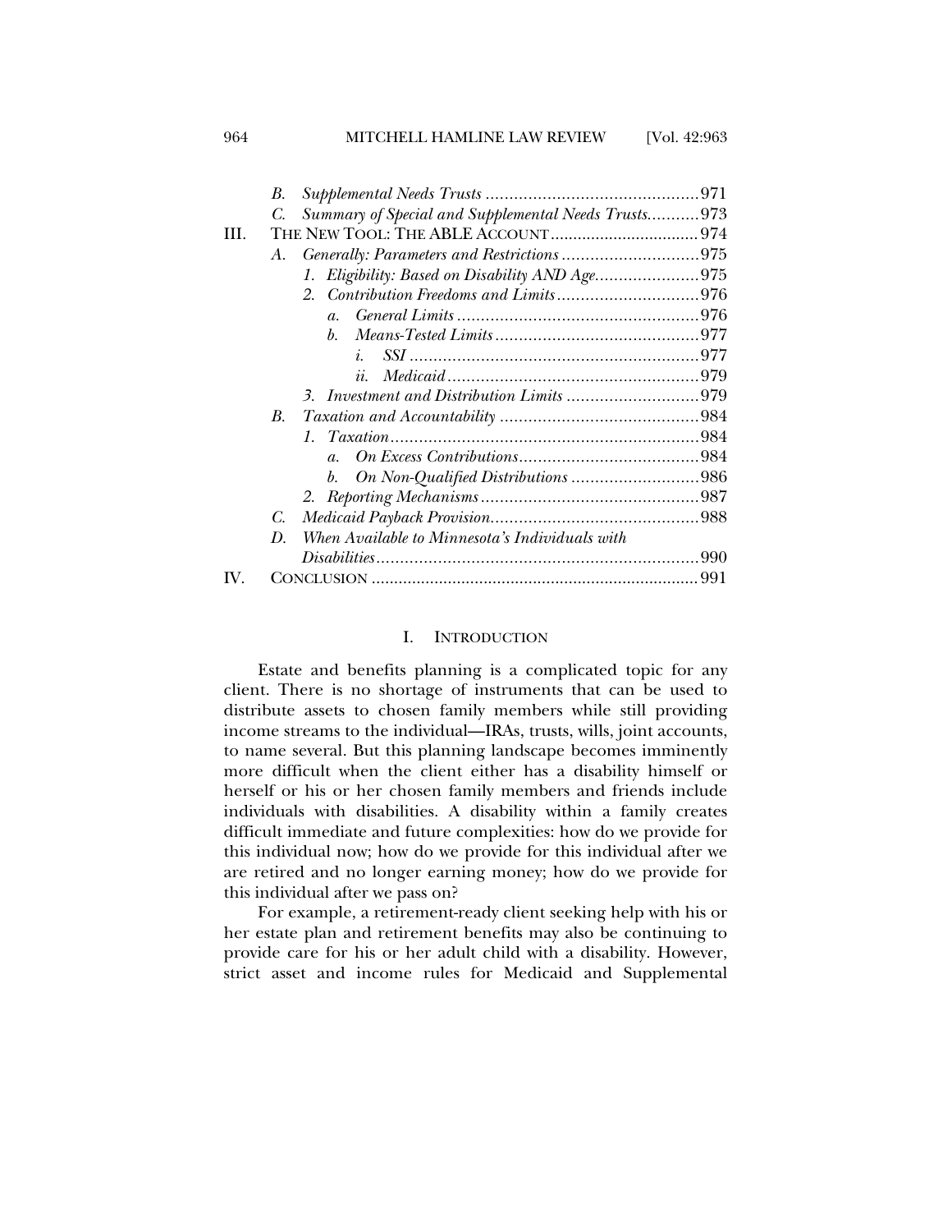- B. *Supplemental Needs Trusts* ............................................ 971
- C. *Summary of Special and Supplemental Needs Trusts* ........... 973

III. THE NEW TOOL: THE ABLE ACCOUNT ................................ 974

- A. *Generally: Parameters and Restrictions* ............................ 975
  - 1. *Eligibility: Based on Disability AND Age* ...................... 975
  - 2. *Contribution Freedoms and Limits* .............................. 976
    - a. *General Limits* .................................................. 976
    - b. *Means-Tested Limits* .......................................... 977
      - i. *SSI* ............................................................ 977
      - ii. *Medicaid* ..................................................... 979
  - 3. *Investment and Distribution Limits* ............................ 979
- B. *Taxation and Accountability* .......................................... 984
  - 1. *Taxation* ................................................................ 984
    - a. *On Excess Contributions* ..................................... 984
    - b. *On Non-Qualified Distributions* ........................... 986
  - 2. *Reporting Mechanisms* .............................................. 987
- C. *Medicaid Payback Provision* ........................................... 988
- D. *When Available to Minnesota's Individuals with Disabilities* .................................................................... 990

IV. CONCLUSION ....................................................................... 991

## I. INTRODUCTION

Estate and benefits planning is a complicated topic for any client. There is no shortage of instruments that can be used to distribute assets to chosen family members while still providing income streams to the individual—IRAs, trusts, wills, joint accounts, to name several. But this planning landscape becomes imminently more difficult when the client either has a disability himself or herself or his or her chosen family members and friends include individuals with disabilities. A disability within a family creates difficult immediate and future complexities: how do we provide for this individual now; how do we provide for this individual after we are retired and no longer earning money; how do we provide for this individual after we pass on?

For example, a retirement-ready client seeking help with his or her estate plan and retirement benefits may also be continuing to provide care for his or her adult child with a disability. However, strict asset and income rules for Medicaid and Supplemental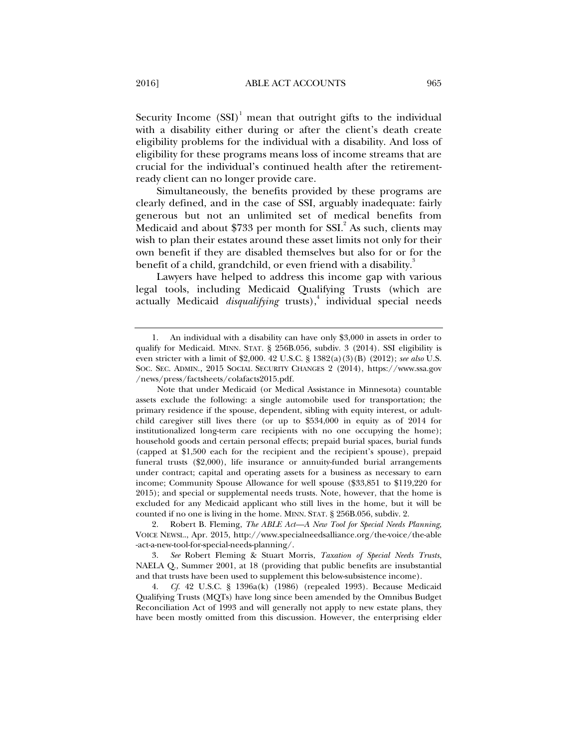Security Income (SSI)[1] mean that outright gifts to the individual with a disability either during or after the client's death create eligibility problems for the individual with a disability. And loss of eligibility for these programs means loss of income streams that are crucial for the individual's continued health after the retirement-ready client can no longer provide care.

Simultaneously, the benefits provided by these programs are clearly defined, and in the case of SSI, arguably inadequate: fairly generous but not an unlimited set of medical benefits from Medicaid and about $733 per month for SSI.[2] As such, clients may wish to plan their estates around these asset limits not only for their own benefit if they are disabled themselves but also for or for the benefit of a child, grandchild, or even friend with a disability.[3]

Lawyers have helped to address this income gap with various legal tools, including Medicaid Qualifying Trusts (which are actually Medicaid *disqualifying* trusts),[4] individual special needs

---

1. An individual with a disability can have only $3,000 in assets in order to qualify for Medicaid. MINN. STAT. § 256B.056, subdiv. 3 (2014). SSI eligibility is even stricter with a limit of $2,000. 42 U.S.C. § 1382(a)(3)(B) (2012); *see also* U.S. SOC. SEC. ADMIN., 2015 SOCIAL SECURITY CHANGES 2 (2014), https://www.ssa.gov/news/press/factsheets/colafacts2015.pdf.

Note that under Medicaid (or Medical Assistance in Minnesota) countable assets exclude the following: a single automobile used for transportation; the primary residence if the spouse, dependent, sibling with equity interest, or adult-child caregiver still lives there (or up to $534,000 in equity as of 2014 for institutionalized long-term care recipients with no one occupying the home); household goods and certain personal effects; prepaid burial spaces, burial funds (capped at $1,500 each for the recipient and the recipient's spouse), prepaid funeral trusts ($2,000), life insurance or annuity-funded burial arrangements under contract; capital and operating assets for a business as necessary to earn income; Community Spouse Allowance for well spouse ($33,851 to $119,220 for 2015); and special or supplemental needs trusts. Note, however, that the home is excluded for any Medicaid applicant who still lives in the home, but it will be counted if no one is living in the home. MINN. STAT. § 256B.056, subdiv. 2.

2. Robert B. Fleming, *The ABLE Act—A New Tool for Special Needs Planning*, VOICE NEWSL., Apr. 2015, http://www.specialneedsalliance.org/the-voice/the-able-act-a-new-tool-for-special-needs-planning/.

3. *See* Robert Fleming & Stuart Morris, *Taxation of Special Needs Trusts*, NAELA Q., Summer 2001, at 18 (providing that public benefits are insubstantial and that trusts have been used to supplement this below-subsistence income).

4. *Cf.* 42 U.S.C. § 1396a(k) (1986) (repealed 1993). Because Medicaid Qualifying Trusts (MQTs) have long since been amended by the Omnibus Budget Reconciliation Act of 1993 and will generally not apply to new estate plans, they have been mostly omitted from this discussion. However, the enterprising elder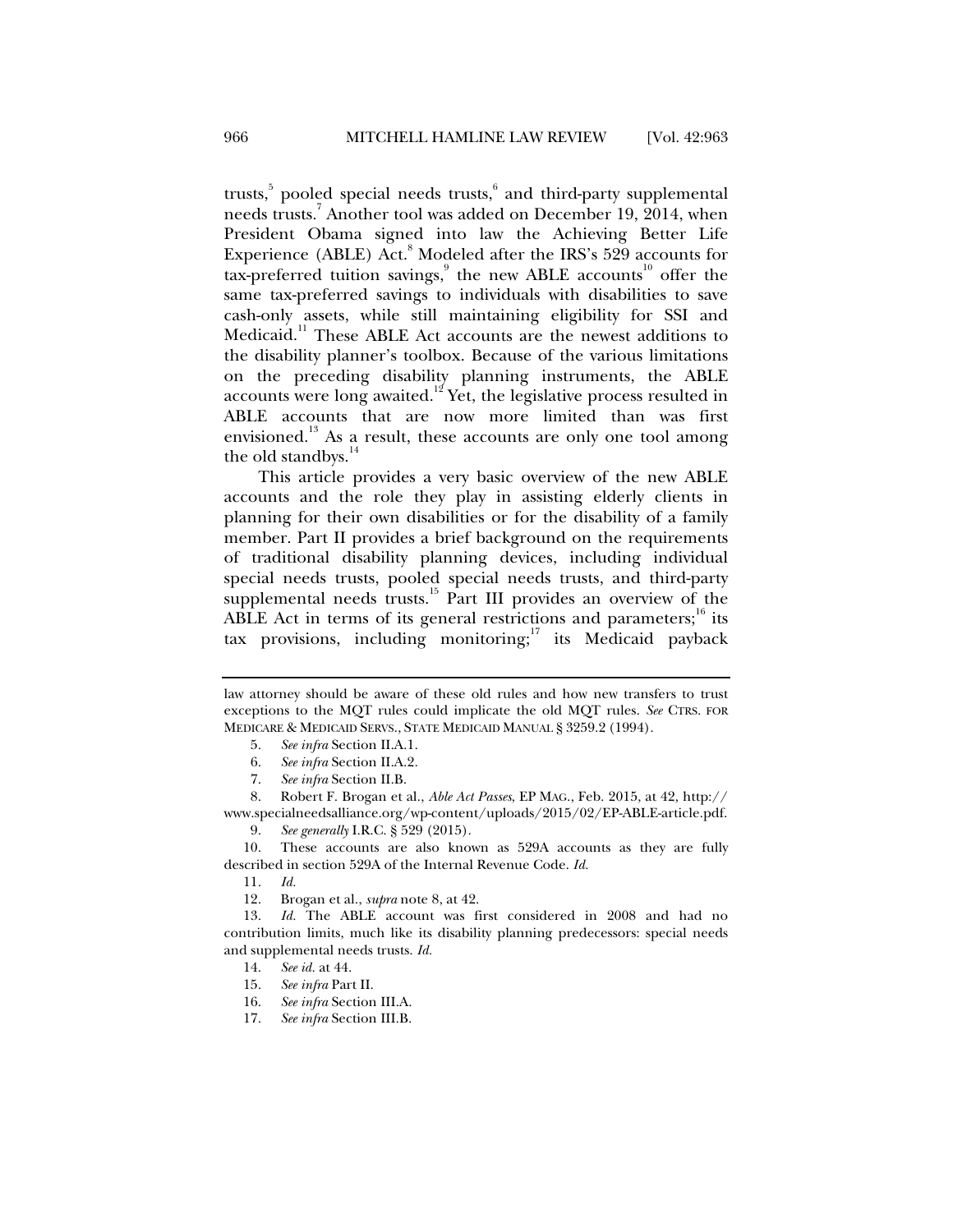trusts,[5] pooled special needs trusts,[6] and third-party supplemental needs trusts.[7] Another tool was added on December 19, 2014, when President Obama signed into law the Achieving Better Life Experience (ABLE) Act.[8] Modeled after the IRS's 529 accounts for tax-preferred tuition savings,[9] the new ABLE accounts[10] offer the same tax-preferred savings to individuals with disabilities to save cash-only assets, while still maintaining eligibility for SSI and Medicaid.[11] These ABLE Act accounts are the newest additions to the disability planner's toolbox. Because of the various limitations on the preceding disability planning instruments, the ABLE accounts were long awaited.[12] Yet, the legislative process resulted in ABLE accounts that are now more limited than was first envisioned.[13] As a result, these accounts are only one tool among the old standbys.[14]

This article provides a very basic overview of the new ABLE accounts and the role they play in assisting elderly clients in planning for their own disabilities or for the disability of a family member. Part II provides a brief background on the requirements of traditional disability planning devices, including individual special needs trusts, pooled special needs trusts, and third-party supplemental needs trusts.[15] Part III provides an overview of the ABLE Act in terms of its general restrictions and parameters;[16] its tax provisions, including monitoring;[17] its Medicaid payback

---

law attorney should be aware of these old rules and how new transfers to trust exceptions to the MQT rules could implicate the old MQT rules. *See* CTRS. FOR MEDICARE & MEDICAID SERVS., STATE MEDICAID MANUAL § 3259.2 (1994).

5. *See infra* Section II.A.1.

6. *See infra* Section II.A.2.

7. *See infra* Section II.B.

8. Robert F. Brogan et al., *Able Act Passes*, EP MAG., Feb. 2015, at 42, http://www.specialneedsalliance.org/wp-content/uploads/2015/02/EP-ABLE-article.pdf.

9. *See generally* I.R.C. § 529 (2015).

10. These accounts are also known as 529A accounts as they are fully described in section 529A of the Internal Revenue Code. *Id.*

11. *Id.*

12. Brogan et al., *supra* note 8, at 42.

13. *Id.* The ABLE account was first considered in 2008 and had no contribution limits, much like its disability planning predecessors: special needs and supplemental needs trusts. *Id.*

14. *See id.* at 44.

15. *See infra* Part II.

16. *See infra* Section III.A.

17. *See infra* Section III.B.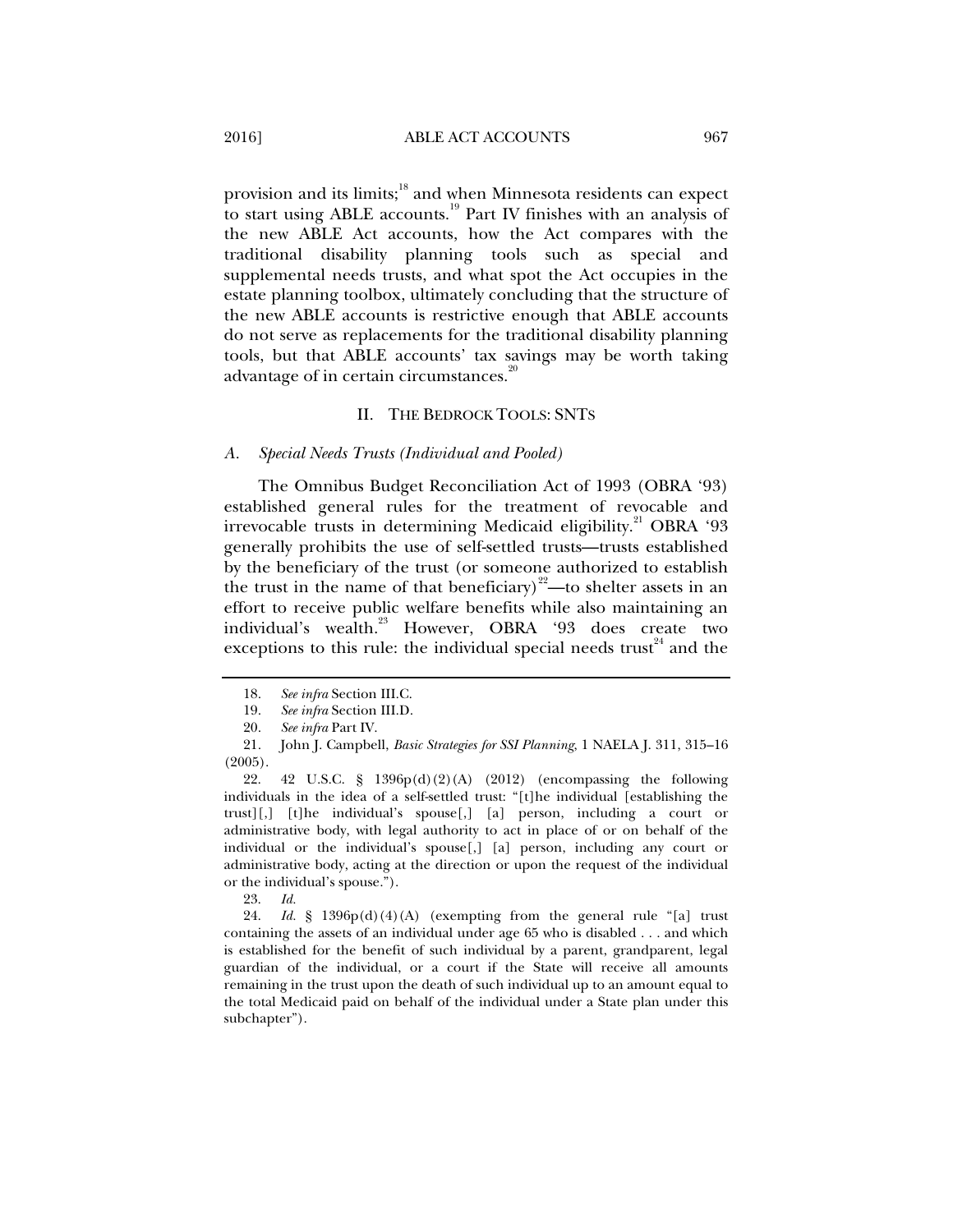provision and its limits;[18] and when Minnesota residents can expect to start using ABLE accounts.[19] Part IV finishes with an analysis of the new ABLE Act accounts, how the Act compares with the traditional disability planning tools such as special and supplemental needs trusts, and what spot the Act occupies in the estate planning toolbox, ultimately concluding that the structure of the new ABLE accounts is restrictive enough that ABLE accounts do not serve as replacements for the traditional disability planning tools, but that ABLE accounts' tax savings may be worth taking advantage of in certain circumstances.[20]

## II. THE BEDROCK TOOLS: SNTS

### *A. Special Needs Trusts (Individual and Pooled)*

The Omnibus Budget Reconciliation Act of 1993 (OBRA '93) established general rules for the treatment of revocable and irrevocable trusts in determining Medicaid eligibility.[21] OBRA '93 generally prohibits the use of self-settled trusts—trusts established by the beneficiary of the trust (or someone authorized to establish the trust in the name of that beneficiary)[22]—to shelter assets in an effort to receive public welfare benefits while also maintaining an individual's wealth.[23] However, OBRA '93 does create two exceptions to this rule: the individual special needs trust[24] and the

---

18. *See infra* Section III.C.

19. *See infra* Section III.D.

20. *See infra* Part IV.

21. John J. Campbell, *Basic Strategies for SSI Planning*, 1 NAELA J. 311, 315–16 (2005).

22. 42 U.S.C. § 1396p(d)(2)(A) (2012) (encompassing the following individuals in the idea of a self-settled trust: "[t]he individual [establishing the trust][,] [t]he individual's spouse[,] [a] person, including a court or administrative body, with legal authority to act in place of or on behalf of the individual or the individual's spouse[,] [a] person, including any court or administrative body, acting at the direction or upon the request of the individual or the individual's spouse.").

23. *Id.*

24. *Id.* § 1396p(d)(4)(A) (exempting from the general rule "[a] trust containing the assets of an individual under age 65 who is disabled . . . and which is established for the benefit of such individual by a parent, grandparent, legal guardian of the individual, or a court if the State will receive all amounts remaining in the trust upon the death of such individual up to an amount equal to the total Medicaid paid on behalf of the individual under a State plan under this subchapter").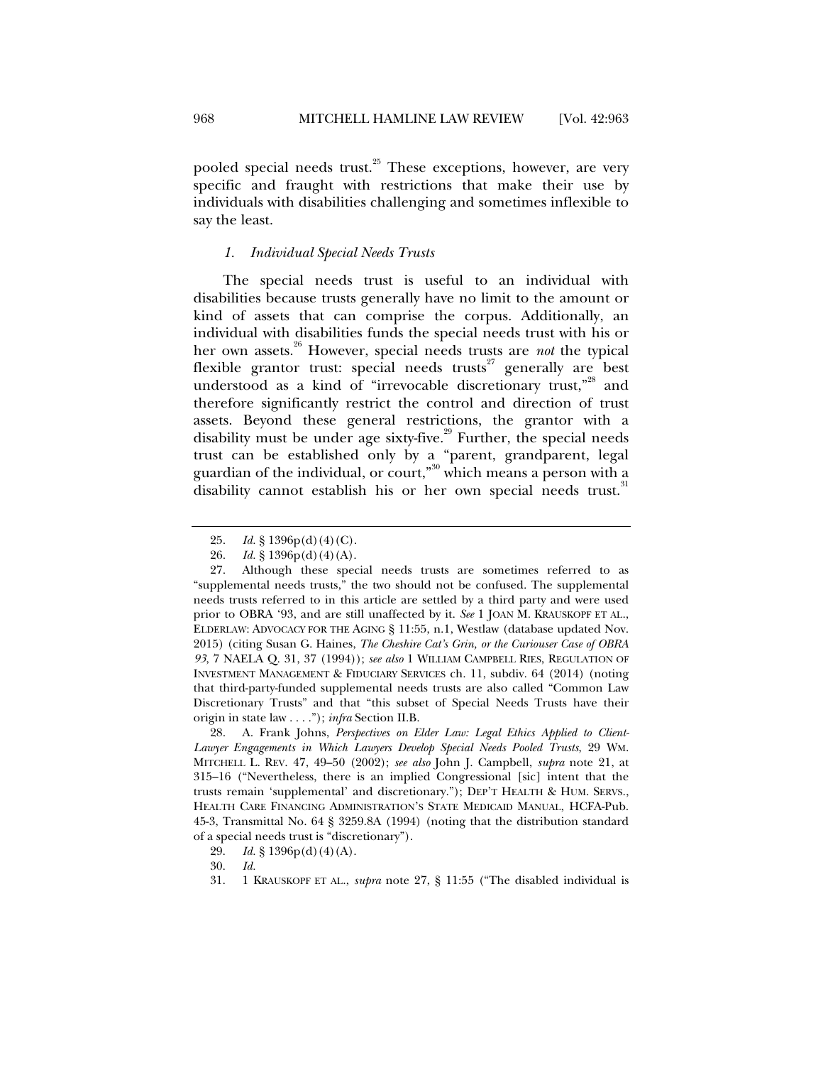pooled special needs trust.[25] These exceptions, however, are very specific and fraught with restrictions that make their use by individuals with disabilities challenging and sometimes inflexible to say the least.

### *1. Individual Special Needs Trusts*

The special needs trust is useful to an individual with disabilities because trusts generally have no limit to the amount or kind of assets that can comprise the corpus. Additionally, an individual with disabilities funds the special needs trust with his or her own assets.[26] However, special needs trusts are *not* the typical flexible grantor trust: special needs trusts[27] generally are best understood as a kind of "irrevocable discretionary trust,"[28] and therefore significantly restrict the control and direction of trust assets. Beyond these general restrictions, the grantor with a disability must be under age sixty-five.[29] Further, the special needs trust can be established only by a "parent, grandparent, legal guardian of the individual, or court,"[30] which means a person with a disability cannot establish his or her own special needs trust.[31]

---

25. *Id.* § 1396p(d)(4)(C).

26. *Id.* § 1396p(d)(4)(A).

27. Although these special needs trusts are sometimes referred to as "supplemental needs trusts," the two should not be confused. The supplemental needs trusts referred to in this article are settled by a third party and were used prior to OBRA '93, and are still unaffected by it. *See* 1 JOAN M. KRAUSKOPF ET AL., ELDERLAW: ADVOCACY FOR THE AGING § 11:55, n.1, Westlaw (database updated Nov. 2015) (citing Susan G. Haines, *The Cheshire Cat's Grin, or the Curiouser Case of OBRA 93*, 7 NAELA Q. 31, 37 (1994)); *see also* 1 WILLIAM CAMPBELL RIES, REGULATION OF INVESTMENT MANAGEMENT & FIDUCIARY SERVICES ch. 11, subdiv. 64 (2014) (noting that third-party-funded supplemental needs trusts are also called "Common Law Discretionary Trusts" and that "this subset of Special Needs Trusts have their origin in state law . . . ."); *infra* Section II.B.

28. A. Frank Johns, *Perspectives on Elder Law: Legal Ethics Applied to Client-Lawyer Engagements in Which Lawyers Develop Special Needs Pooled Trusts*, 29 WM. MITCHELL L. REV. 47, 49–50 (2002); *see also* John J. Campbell, *supra* note 21, at 315–16 ("Nevertheless, there is an implied Congressional [sic] intent that the trusts remain 'supplemental' and discretionary."); DEP'T HEALTH & HUM. SERVS., HEALTH CARE FINANCING ADMINISTRATION'S STATE MEDICAID MANUAL, HCFA-Pub. 45-3, Transmittal No. 64 § 3259.8A (1994) (noting that the distribution standard of a special needs trust is "discretionary").

29. *Id.* § 1396p(d)(4)(A).

30. *Id.*

31. 1 KRAUSKOPF ET AL., *supra* note 27, § 11:55 ("The disabled individual is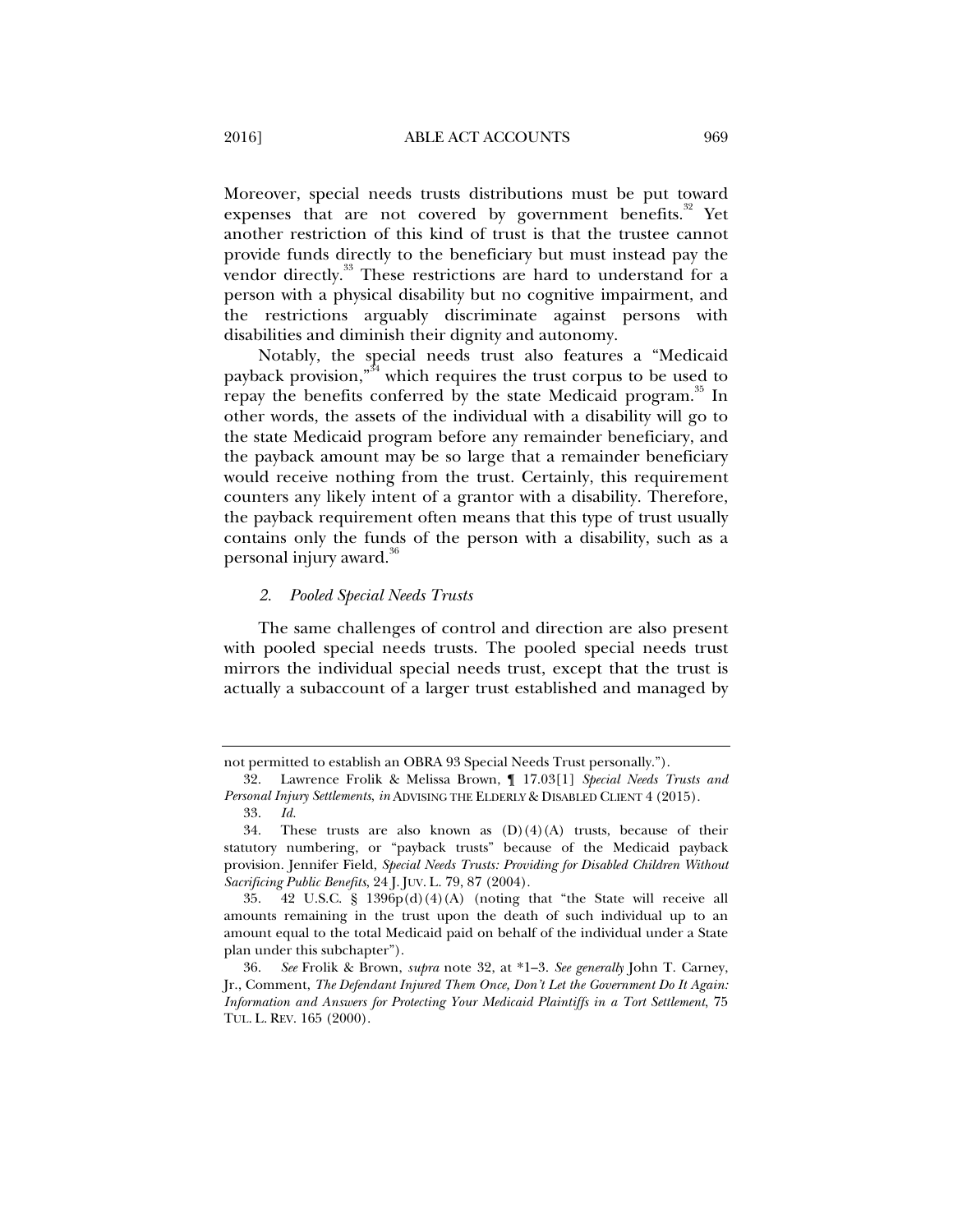Moreover, special needs trusts distributions must be put toward expenses that are not covered by government benefits.[32] Yet another restriction of this kind of trust is that the trustee cannot provide funds directly to the beneficiary but must instead pay the vendor directly.[33] These restrictions are hard to understand for a person with a physical disability but no cognitive impairment, and the restrictions arguably discriminate against persons with disabilities and diminish their dignity and autonomy.

Notably, the special needs trust also features a "Medicaid payback provision,"[34] which requires the trust corpus to be used to repay the benefits conferred by the state Medicaid program.[35] In other words, the assets of the individual with a disability will go to the state Medicaid program before any remainder beneficiary, and the payback amount may be so large that a remainder beneficiary would receive nothing from the trust. Certainly, this requirement counters any likely intent of a grantor with a disability. Therefore, the payback requirement often means that this type of trust usually contains only the funds of the person with a disability, such as a personal injury award.[36]

### *2. Pooled Special Needs Trusts*

The same challenges of control and direction are also present with pooled special needs trusts. The pooled special needs trust mirrors the individual special needs trust, except that the trust is actually a subaccount of a larger trust established and managed by

---

not permitted to establish an OBRA 93 Special Needs Trust personally.").

32. Lawrence Frolik & Melissa Brown, ¶ 17.03[1] *Special Needs Trusts and Personal Injury Settlements*, *in* ADVISING THE ELDERLY & DISABLED CLIENT 4 (2015).

33. *Id.*

34. These trusts are also known as (D)(4)(A) trusts, because of their statutory numbering, or "payback trusts" because of the Medicaid payback provision. Jennifer Field, *Special Needs Trusts: Providing for Disabled Children Without Sacrificing Public Benefits*, 24 J. JUV. L. 79, 87 (2004).

35. 42 U.S.C. § 1396p(d)(4)(A) (noting that "the State will receive all amounts remaining in the trust upon the death of such individual up to an amount equal to the total Medicaid paid on behalf of the individual under a State plan under this subchapter").

36. *See* Frolik & Brown, *supra* note 32, at \*1–3. *See generally* John T. Carney, Jr., Comment, *The Defendant Injured Them Once, Don't Let the Government Do It Again: Information and Answers for Protecting Your Medicaid Plaintiffs in a Tort Settlement*, 75 TUL. L. REV. 165 (2000).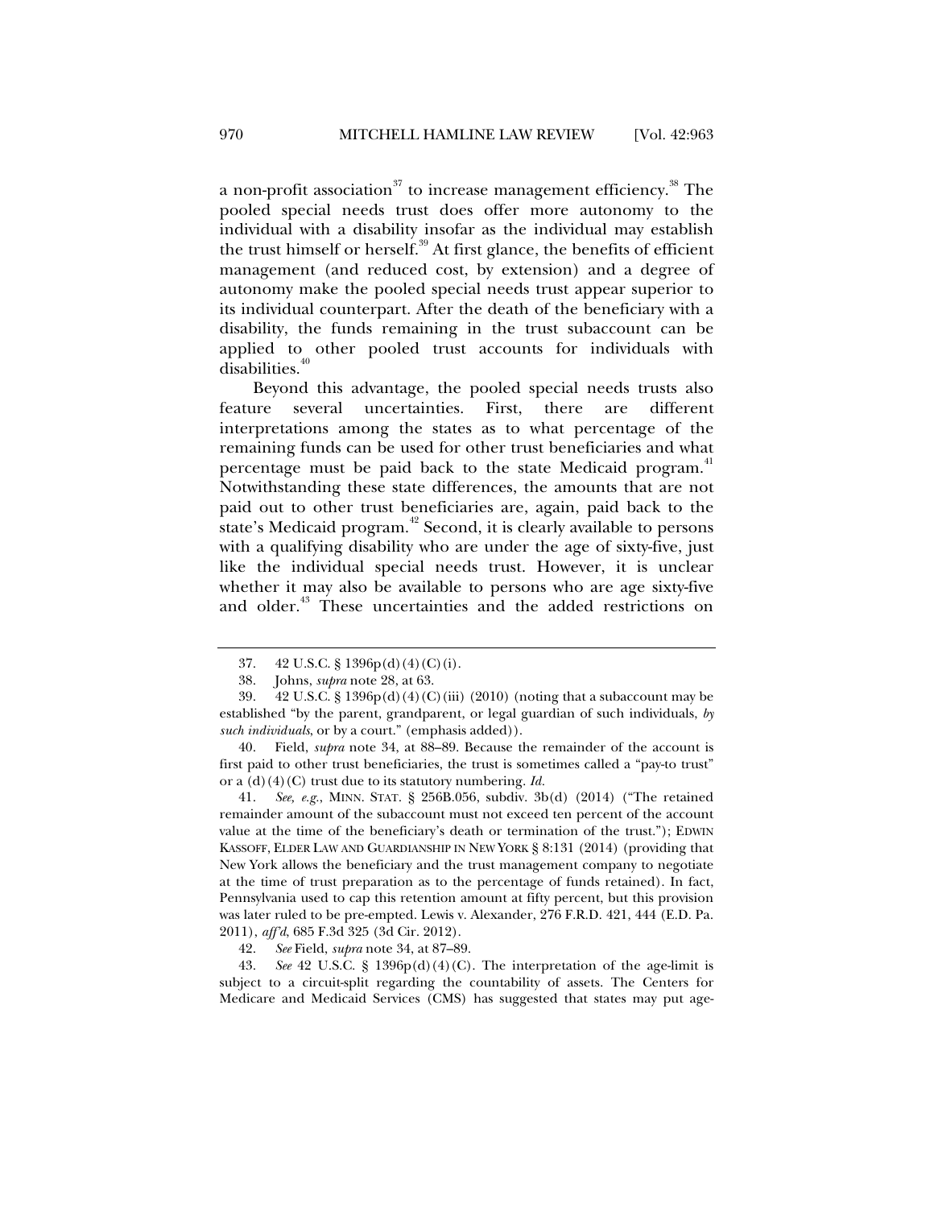a non-profit association[37] to increase management efficiency.[38] The pooled special needs trust does offer more autonomy to the individual with a disability insofar as the individual may establish the trust himself or herself.[39] At first glance, the benefits of efficient management (and reduced cost, by extension) and a degree of autonomy make the pooled special needs trust appear superior to its individual counterpart. After the death of the beneficiary with a disability, the funds remaining in the trust subaccount can be applied to other pooled trust accounts for individuals with disabilities.[40]

Beyond this advantage, the pooled special needs trusts also feature several uncertainties. First, there are different interpretations among the states as to what percentage of the remaining funds can be used for other trust beneficiaries and what percentage must be paid back to the state Medicaid program.[41] Notwithstanding these state differences, the amounts that are not paid out to other trust beneficiaries are, again, paid back to the state's Medicaid program.[42] Second, it is clearly available to persons with a qualifying disability who are under the age of sixty-five, just like the individual special needs trust. However, it is unclear whether it may also be available to persons who are age sixty-five and older.[43] These uncertainties and the added restrictions on

---

37. 42 U.S.C. § 1396p(d)(4)(C)(i).

38. Johns, *supra* note 28, at 63.

39. 42 U.S.C. § 1396p(d)(4)(C)(iii) (2010) (noting that a subaccount may be established "by the parent, grandparent, or legal guardian of such individuals, *by such individuals*, or by a court." (emphasis added)).

40. Field, *supra* note 34, at 88–89. Because the remainder of the account is first paid to other trust beneficiaries, the trust is sometimes called a "pay-to trust" or a (d)(4)(C) trust due to its statutory numbering. *Id.*

41. *See, e.g.*, MINN. STAT. § 256B.056, subdiv. 3b(d) (2014) ("The retained remainder amount of the subaccount must not exceed ten percent of the account value at the time of the beneficiary's death or termination of the trust."); EDWIN KASSOFF, ELDER LAW AND GUARDIANSHIP IN NEW YORK § 8:131 (2014) (providing that New York allows the beneficiary and the trust management company to negotiate at the time of trust preparation as to the percentage of funds retained). In fact, Pennsylvania used to cap this retention amount at fifty percent, but this provision was later ruled to be pre-empted. Lewis v. Alexander, 276 F.R.D. 421, 444 (E.D. Pa. 2011), *aff'd*, 685 F.3d 325 (3d Cir. 2012).

42. *See* Field, *supra* note 34, at 87–89.

43. *See* 42 U.S.C. § 1396p(d)(4)(C). The interpretation of the age-limit is subject to a circuit-split regarding the countability of assets. The Centers for Medicare and Medicaid Services (CMS) has suggested that states may put age-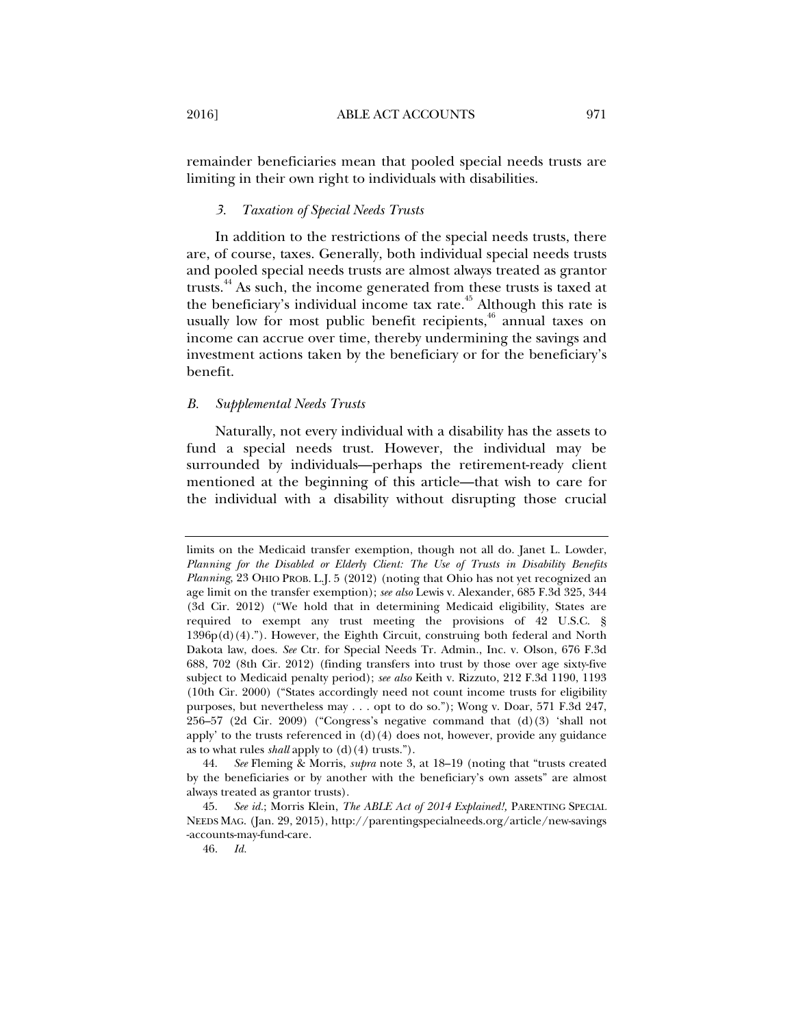remainder beneficiaries mean that pooled special needs trusts are limiting in their own right to individuals with disabilities.

#### *3. Taxation of Special Needs Trusts*

In addition to the restrictions of the special needs trusts, there are, of course, taxes. Generally, both individual special needs trusts and pooled special needs trusts are almost always treated as grantor trusts.[44] As such, the income generated from these trusts is taxed at the beneficiary's individual income tax rate.[45] Although this rate is usually low for most public benefit recipients,[46] annual taxes on income can accrue over time, thereby undermining the savings and investment actions taken by the beneficiary or for the beneficiary's benefit.

### *B. Supplemental Needs Trusts*

Naturally, not every individual with a disability has the assets to fund a special needs trust. However, the individual may be surrounded by individuals—perhaps the retirement-ready client mentioned at the beginning of this article—that wish to care for the individual with a disability without disrupting those crucial

---

limits on the Medicaid transfer exemption, though not all do. Janet L. Lowder, *Planning for the Disabled or Elderly Client: The Use of Trusts in Disability Benefits Planning*, 23 OHIO PROB. L.J. 5 (2012) (noting that Ohio has not yet recognized an age limit on the transfer exemption); *see also* Lewis v. Alexander, 685 F.3d 325, 344 (3d Cir. 2012) ("We hold that in determining Medicaid eligibility, States are required to exempt any trust meeting the provisions of 42 U.S.C. § 1396p(d)(4)."). However, the Eighth Circuit, construing both federal and North Dakota law, does. *See* Ctr. for Special Needs Tr. Admin., Inc. v. Olson, 676 F.3d 688, 702 (8th Cir. 2012) (finding transfers into trust by those over age sixty-five subject to Medicaid penalty period); *see also* Keith v. Rizzuto, 212 F.3d 1190, 1193 (10th Cir. 2000) ("States accordingly need not count income trusts for eligibility purposes, but nevertheless may . . . opt to do so."); Wong v. Doar, 571 F.3d 247, 256–57 (2d Cir. 2009) ("Congress's negative command that (d)(3) 'shall not apply' to the trusts referenced in (d)(4) does not, however, provide any guidance as to what rules *shall* apply to (d)(4) trusts.").

44. *See* Fleming & Morris, *supra* note 3, at 18–19 (noting that "trusts created by the beneficiaries or by another with the beneficiary's own assets" are almost always treated as grantor trusts).

45. *See id.*; Morris Klein, *The ABLE Act of 2014 Explained!*, PARENTING SPECIAL NEEDS MAG. (Jan. 29, 2015), http://parentingspecialneeds.org/article/new-savings-accounts-may-fund-care.

46. *Id.*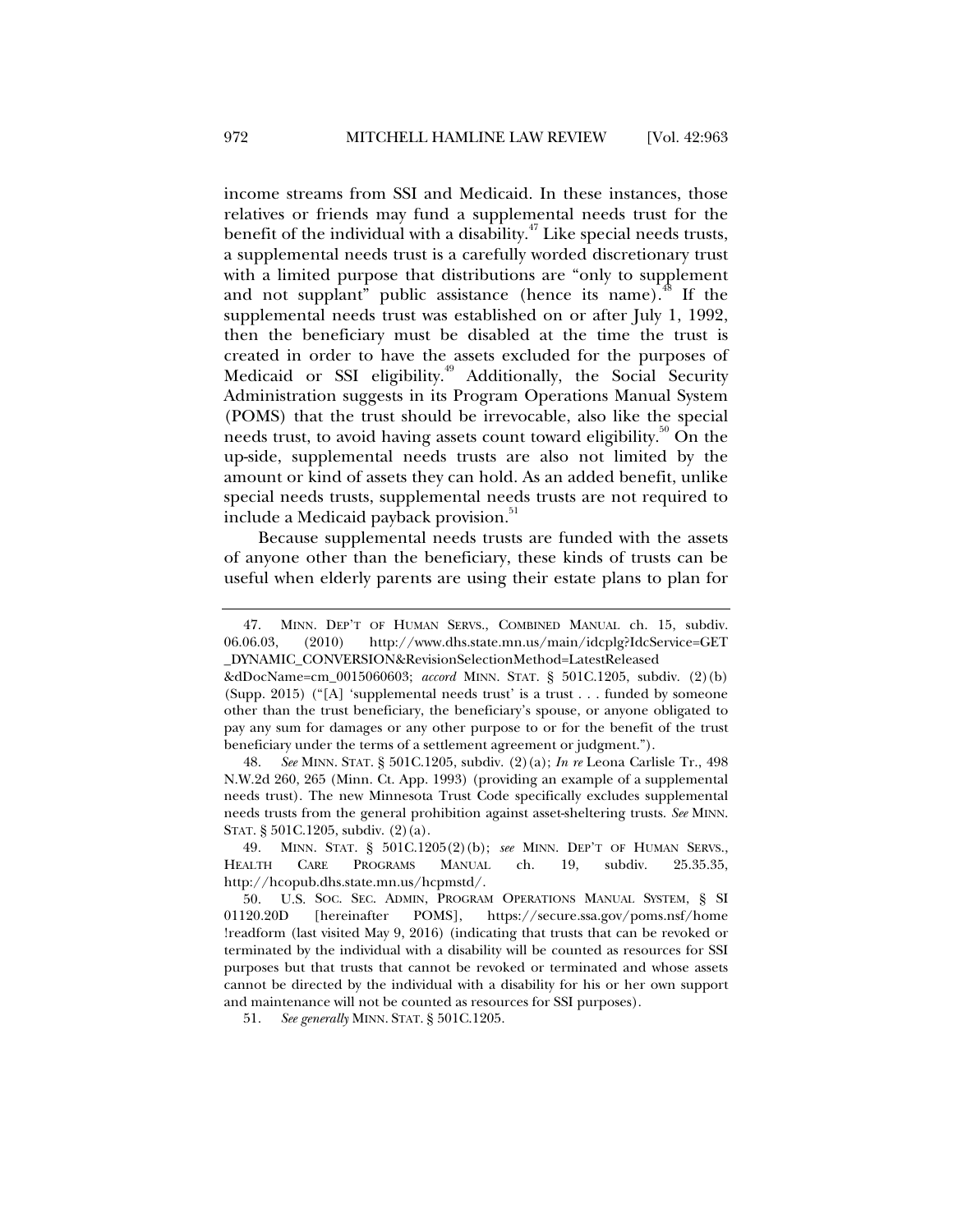income streams from SSI and Medicaid. In these instances, those relatives or friends may fund a supplemental needs trust for the benefit of the individual with a disability.[47] Like special needs trusts, a supplemental needs trust is a carefully worded discretionary trust with a limited purpose that distributions are "only to supplement and not supplant" public assistance (hence its name).[48] If the supplemental needs trust was established on or after July 1, 1992, then the beneficiary must be disabled at the time the trust is created in order to have the assets excluded for the purposes of Medicaid or SSI eligibility.[49] Additionally, the Social Security Administration suggests in its Program Operations Manual System (POMS) that the trust should be irrevocable, also like the special needs trust, to avoid having assets count toward eligibility.[50] On the up-side, supplemental needs trusts are also not limited by the amount or kind of assets they can hold. As an added benefit, unlike special needs trusts, supplemental needs trusts are not required to include a Medicaid payback provision.[51]

Because supplemental needs trusts are funded with the assets of anyone other than the beneficiary, these kinds of trusts can be useful when elderly parents are using their estate plans to plan for

---

47. MINN. DEP'T OF HUMAN SERVS., COMBINED MANUAL ch. 15, subdiv. 06.06.03, (2010) http://www.dhs.state.mn.us/main/idcplg?IdcService=GET_DYNAMIC_CONVERSION&RevisionSelectionMethod=LatestReleased&dDocName=cm_0015060603; *accord* MINN. STAT. § 501C.1205, subdiv. (2)(b) (Supp. 2015) ("[A] 'supplemental needs trust' is a trust . . . funded by someone other than the trust beneficiary, the beneficiary's spouse, or anyone obligated to pay any sum for damages or any other purpose to or for the benefit of the trust beneficiary under the terms of a settlement agreement or judgment.").

48. *See* MINN. STAT. § 501C.1205, subdiv. (2)(a); *In re* Leona Carlisle Tr., 498 N.W.2d 260, 265 (Minn. Ct. App. 1993) (providing an example of a supplemental needs trust). The new Minnesota Trust Code specifically excludes supplemental needs trusts from the general prohibition against asset-sheltering trusts. *See* MINN. STAT. § 501C.1205, subdiv. (2)(a).

49. MINN. STAT. § 501C.1205(2)(b); *see* MINN. DEP'T OF HUMAN SERVS., HEALTH CARE PROGRAMS MANUAL ch. 19, subdiv. 25.35.35, http://hcopub.dhs.state.mn.us/hcpmstd/.

50. U.S. SOC. SEC. ADMIN, PROGRAM OPERATIONS MANUAL SYSTEM, § SI 01120.20D [hereinafter POMS], https://secure.ssa.gov/poms.nsf/home!readform (last visited May 9, 2016) (indicating that trusts that can be revoked or terminated by the individual with a disability will be counted as resources for SSI purposes but that trusts that cannot be revoked or terminated and whose assets cannot be directed by the individual with a disability for his or her own support and maintenance will not be counted as resources for SSI purposes).

51. *See generally* MINN. STAT. § 501C.1205.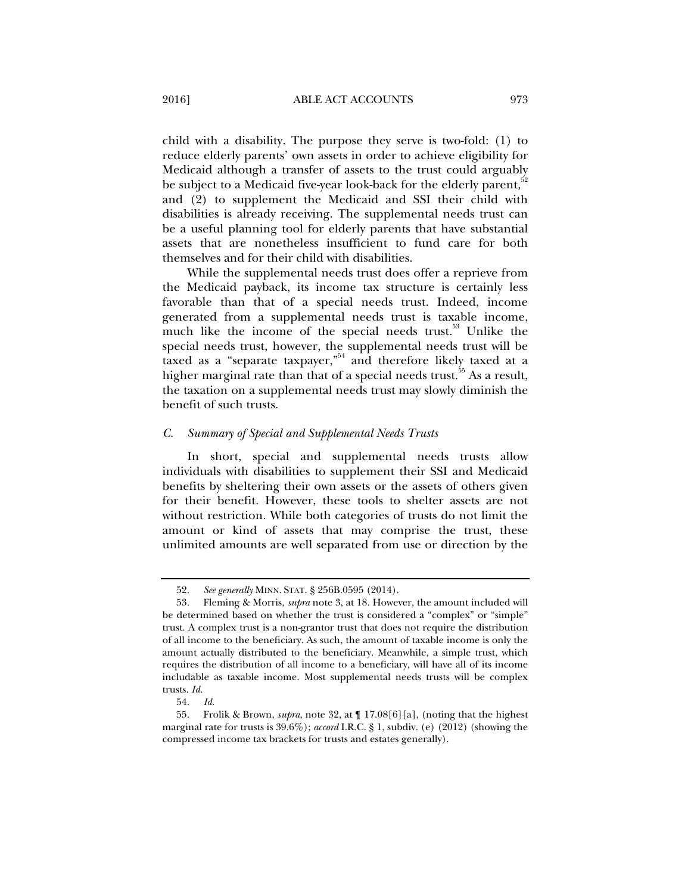child with a disability. The purpose they serve is two-fold: (1) to reduce elderly parents' own assets in order to achieve eligibility for Medicaid although a transfer of assets to the trust could arguably be subject to a Medicaid five-year look-back for the elderly parent,[52] and (2) to supplement the Medicaid and SSI their child with disabilities is already receiving. The supplemental needs trust can be a useful planning tool for elderly parents that have substantial assets that are nonetheless insufficient to fund care for both themselves and for their child with disabilities.

While the supplemental needs trust does offer a reprieve from the Medicaid payback, its income tax structure is certainly less favorable than that of a special needs trust. Indeed, income generated from a supplemental needs trust is taxable income, much like the income of the special needs trust.[53] Unlike the special needs trust, however, the supplemental needs trust will be taxed as a "separate taxpayer,"[54] and therefore likely taxed at a higher marginal rate than that of a special needs trust.[55] As a result, the taxation on a supplemental needs trust may slowly diminish the benefit of such trusts.

### *C. Summary of Special and Supplemental Needs Trusts*

In short, special and supplemental needs trusts allow individuals with disabilities to supplement their SSI and Medicaid benefits by sheltering their own assets or the assets of others given for their benefit. However, these tools to shelter assets are not without restriction. While both categories of trusts do not limit the amount or kind of assets that may comprise the trust, these unlimited amounts are well separated from use or direction by the

---

52. *See generally* MINN. STAT. § 256B.0595 (2014).

53. Fleming & Morris, *supra* note 3, at 18. However, the amount included will be determined based on whether the trust is considered a "complex" or "simple" trust. A complex trust is a non-grantor trust that does not require the distribution of all income to the beneficiary. As such, the amount of taxable income is only the amount actually distributed to the beneficiary. Meanwhile, a simple trust, which requires the distribution of all income to a beneficiary, will have all of its income includable as taxable income. Most supplemental needs trusts will be complex trusts. *Id.*

54. *Id.*

55. Frolik & Brown, *supra*, note 32, at ¶ 17.08[6][a], (noting that the highest marginal rate for trusts is 39.6%); *accord* I.R.C. § 1, subdiv. (e) (2012) (showing the compressed income tax brackets for trusts and estates generally).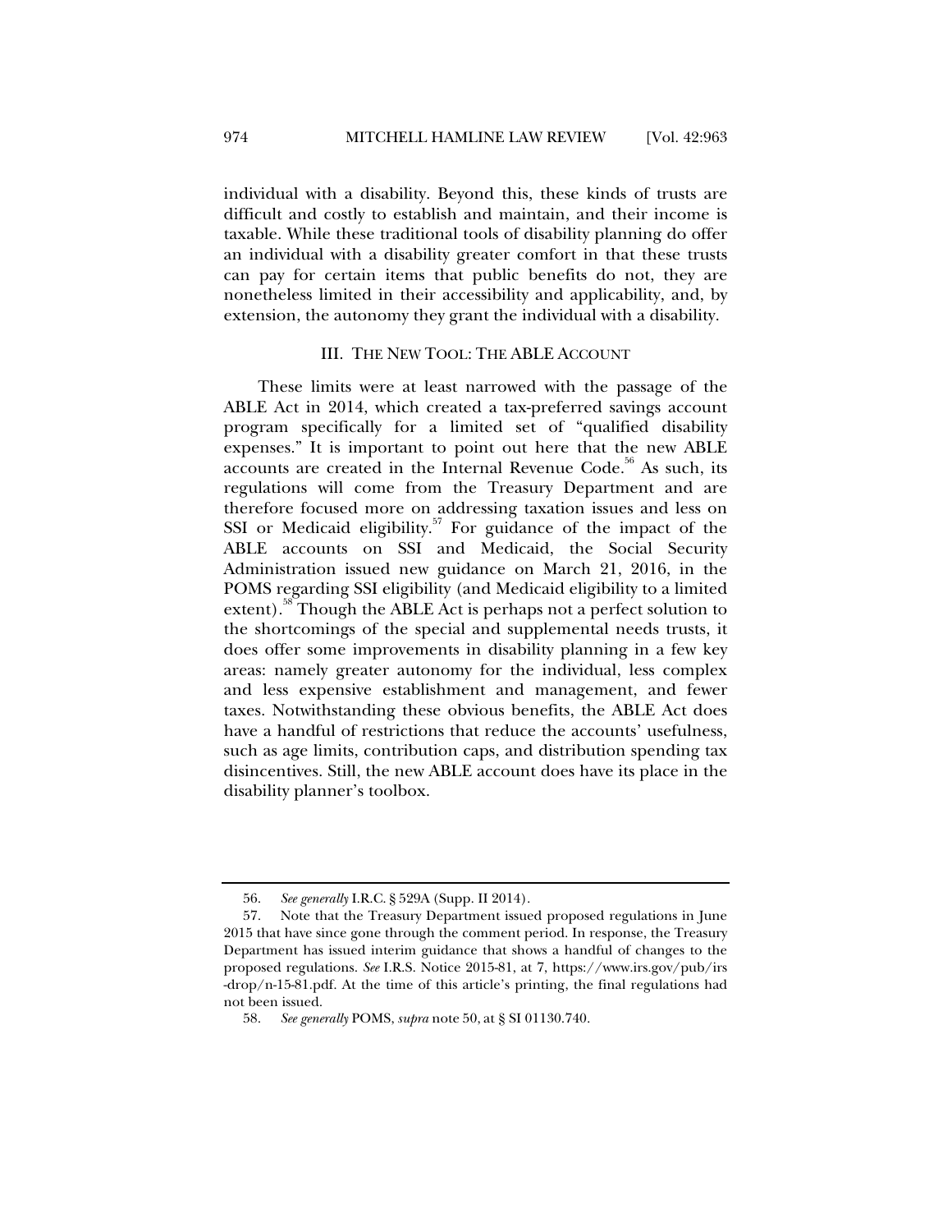individual with a disability. Beyond this, these kinds of trusts are difficult and costly to establish and maintain, and their income is taxable. While these traditional tools of disability planning do offer an individual with a disability greater comfort in that these trusts can pay for certain items that public benefits do not, they are nonetheless limited in their accessibility and applicability, and, by extension, the autonomy they grant the individual with a disability.

## III. THE NEW TOOL: THE ABLE ACCOUNT

These limits were at least narrowed with the passage of the ABLE Act in 2014, which created a tax-preferred savings account program specifically for a limited set of "qualified disability expenses." It is important to point out here that the new ABLE accounts are created in the Internal Revenue Code.[56] As such, its regulations will come from the Treasury Department and are therefore focused more on addressing taxation issues and less on SSI or Medicaid eligibility.[57] For guidance of the impact of the ABLE accounts on SSI and Medicaid, the Social Security Administration issued new guidance on March 21, 2016, in the POMS regarding SSI eligibility (and Medicaid eligibility to a limited extent).[58] Though the ABLE Act is perhaps not a perfect solution to the shortcomings of the special and supplemental needs trusts, it does offer some improvements in disability planning in a few key areas: namely greater autonomy for the individual, less complex and less expensive establishment and management, and fewer taxes. Notwithstanding these obvious benefits, the ABLE Act does have a handful of restrictions that reduce the accounts' usefulness, such as age limits, contribution caps, and distribution spending tax disincentives. Still, the new ABLE account does have its place in the disability planner's toolbox.

---

56. *See generally* I.R.C. § 529A (Supp. II 2014).

57. Note that the Treasury Department issued proposed regulations in June 2015 that have since gone through the comment period. In response, the Treasury Department has issued interim guidance that shows a handful of changes to the proposed regulations. *See* I.R.S. Notice 2015-81, at 7, https://www.irs.gov/pub/irs-drop/n-15-81.pdf. At the time of this article's printing, the final regulations had not been issued.

58. *See generally* POMS, *supra* note 50, at § SI 01130.740.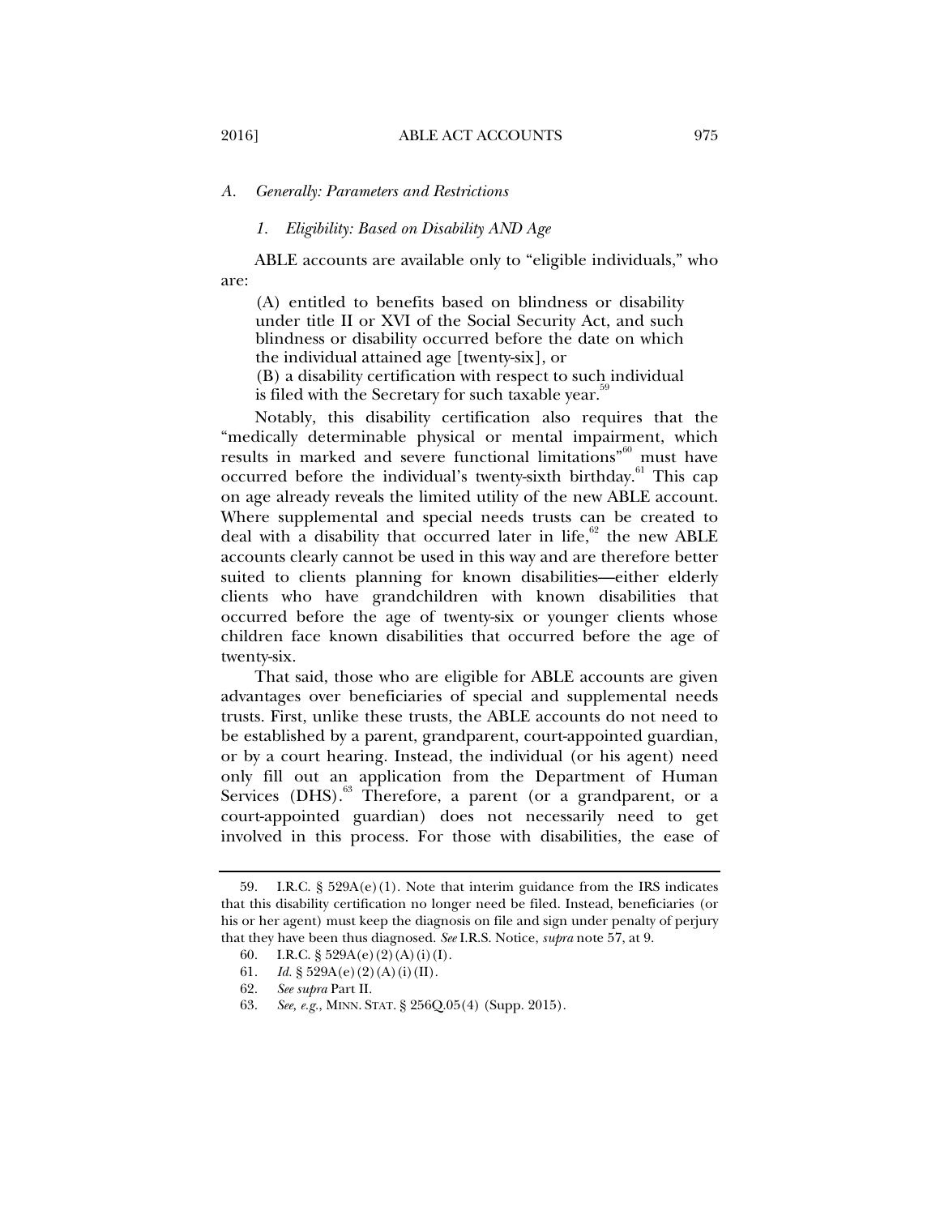### *A. Generally: Parameters and Restrictions*

#### *1. Eligibility: Based on Disability AND Age*

ABLE accounts are available only to "eligible individuals," who are:

> (A) entitled to benefits based on blindness or disability under title II or XVI of the Social Security Act, and such blindness or disability occurred before the date on which the individual attained age [twenty-six], or
>
> (B) a disability certification with respect to such individual is filed with the Secretary for such taxable year.[59]

Notably, this disability certification also requires that the "medically determinable physical or mental impairment, which results in marked and severe functional limitations"[60] must have occurred before the individual's twenty-sixth birthday.[61] This cap on age already reveals the limited utility of the new ABLE account. Where supplemental and special needs trusts can be created to deal with a disability that occurred later in life,[62] the new ABLE accounts clearly cannot be used in this way and are therefore better suited to clients planning for known disabilities—either elderly clients who have grandchildren with known disabilities that occurred before the age of twenty-six or younger clients whose children face known disabilities that occurred before the age of twenty-six.

That said, those who are eligible for ABLE accounts are given advantages over beneficiaries of special and supplemental needs trusts. First, unlike these trusts, the ABLE accounts do not need to be established by a parent, grandparent, court-appointed guardian, or by a court hearing. Instead, the individual (or his agent) need only fill out an application from the Department of Human Services (DHS).[63] Therefore, a parent (or a grandparent, or a court-appointed guardian) does not necessarily need to get involved in this process. For those with disabilities, the ease of

---

59. I.R.C. § 529A(e)(1). Note that interim guidance from the IRS indicates that this disability certification no longer need be filed. Instead, beneficiaries (or his or her agent) must keep the diagnosis on file and sign under penalty of perjury that they have been thus diagnosed. *See* I.R.S. Notice, *supra* note 57, at 9.

60. I.R.C. § 529A(e)(2)(A)(i)(I).

61. *Id.* § 529A(e)(2)(A)(i)(II).

62. *See supra* Part II.

63. *See, e.g.*, MINN. STAT. § 256Q.05(4) (Supp. 2015).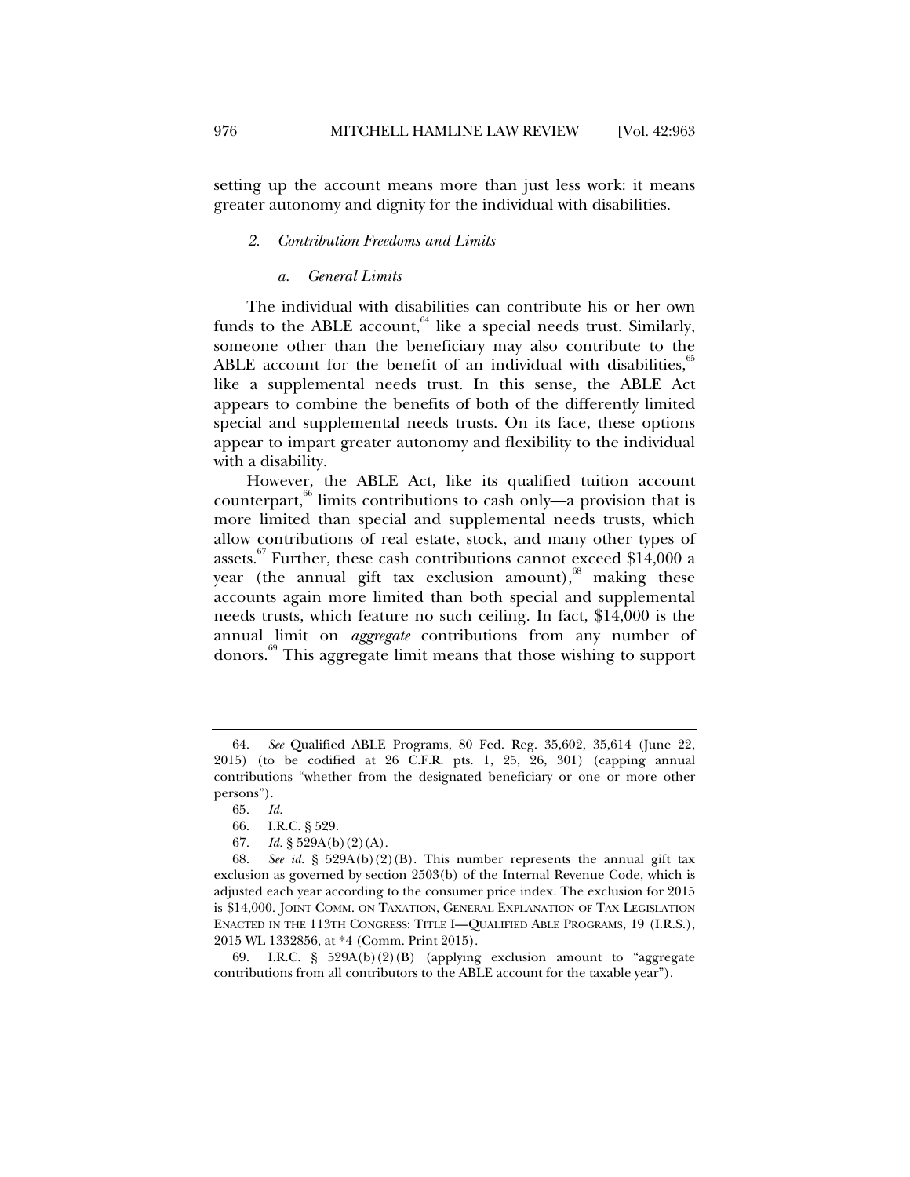setting up the account means more than just less work: it means greater autonomy and dignity for the individual with disabilities.

#### *2. Contribution Freedoms and Limits*

##### *a. General Limits*

The individual with disabilities can contribute his or her own funds to the ABLE account,[64] like a special needs trust. Similarly, someone other than the beneficiary may also contribute to the ABLE account for the benefit of an individual with disabilities,[65] like a supplemental needs trust. In this sense, the ABLE Act appears to combine the benefits of both of the differently limited special and supplemental needs trusts. On its face, these options appear to impart greater autonomy and flexibility to the individual with a disability.

However, the ABLE Act, like its qualified tuition account counterpart,[66] limits contributions to cash only—a provision that is more limited than special and supplemental needs trusts, which allow contributions of real estate, stock, and many other types of assets.[67] Further, these cash contributions cannot exceed $14,000 a year (the annual gift tax exclusion amount),[68] making these accounts again more limited than both special and supplemental needs trusts, which feature no such ceiling. In fact, $14,000 is the annual limit on *aggregate* contributions from any number of donors.[69] This aggregate limit means that those wishing to support

---

64. *See* Qualified ABLE Programs, 80 Fed. Reg. 35,602, 35,614 (June 22, 2015) (to be codified at 26 C.F.R. pts. 1, 25, 26, 301) (capping annual contributions "whether from the designated beneficiary or one or more other persons").

65. *Id.*

66. I.R.C. § 529.

67. *Id.* § 529A(b)(2)(A).

68. *See id.* § 529A(b)(2)(B). This number represents the annual gift tax exclusion as governed by section 2503(b) of the Internal Revenue Code, which is adjusted each year according to the consumer price index. The exclusion for 2015 is $14,000. JOINT COMM. ON TAXATION, GENERAL EXPLANATION OF TAX LEGISLATION ENACTED IN THE 113TH CONGRESS: TITLE I—QUALIFIED ABLE PROGRAMS, 19 (I.R.S.), 2015 WL 1332856, at *4 (Comm. Print 2015).

69. I.R.C. § 529A(b)(2)(B) (applying exclusion amount to "aggregate contributions from all contributors to the ABLE account for the taxable year").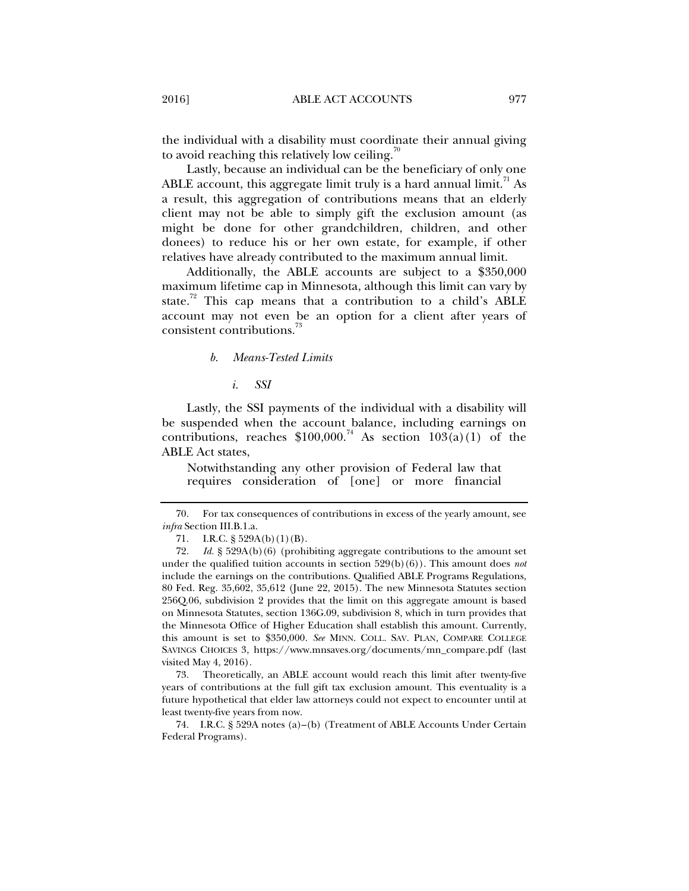the individual with a disability must coordinate their annual giving to avoid reaching this relatively low ceiling.[70]

Lastly, because an individual can be the beneficiary of only one ABLE account, this aggregate limit truly is a hard annual limit.[71] As a result, this aggregation of contributions means that an elderly client may not be able to simply gift the exclusion amount (as might be done for other grandchildren, children, and other donees) to reduce his or her own estate, for example, if other relatives have already contributed to the maximum annual limit.

Additionally, the ABLE accounts are subject to a $350,000 maximum lifetime cap in Minnesota, although this limit can vary by state.[72] This cap means that a contribution to a child's ABLE account may not even be an option for a client after years of consistent contributions.[73]

#### *b. Means-Tested Limits*

##### *i. SSI*

Lastly, the SSI payments of the individual with a disability will be suspended when the account balance, including earnings on contributions, reaches $100,000.[74] As section 103(a)(1) of the ABLE Act states,

> Notwithstanding any other provision of Federal law that requires consideration of [one] or more financial

---

70. For tax consequences of contributions in excess of the yearly amount, see *infra* Section III.B.1.a.

71. I.R.C. § 529A(b)(1)(B).

72. *Id.* § 529A(b)(6) (prohibiting aggregate contributions to the amount set under the qualified tuition accounts in section 529(b)(6)). This amount does *not* include the earnings on the contributions. Qualified ABLE Programs Regulations, 80 Fed. Reg. 35,602, 35,612 (June 22, 2015). The new Minnesota Statutes section 256Q.06, subdivision 2 provides that the limit on this aggregate amount is based on Minnesota Statutes, section 136G.09, subdivision 8, which in turn provides that the Minnesota Office of Higher Education shall establish this amount. Currently, this amount is set to $350,000. *See* MINN. COLL. SAV. PLAN, COMPARE COLLEGE SAVINGS CHOICES 3, https://www.mnsaves.org/documents/mn_compare.pdf (last visited May 4, 2016).

73. Theoretically, an ABLE account would reach this limit after twenty-five years of contributions at the full gift tax exclusion amount. This eventuality is a future hypothetical that elder law attorneys could not expect to encounter until at least twenty-five years from now.

74. I.R.C. § 529A notes (a)–(b) (Treatment of ABLE Accounts Under Certain Federal Programs).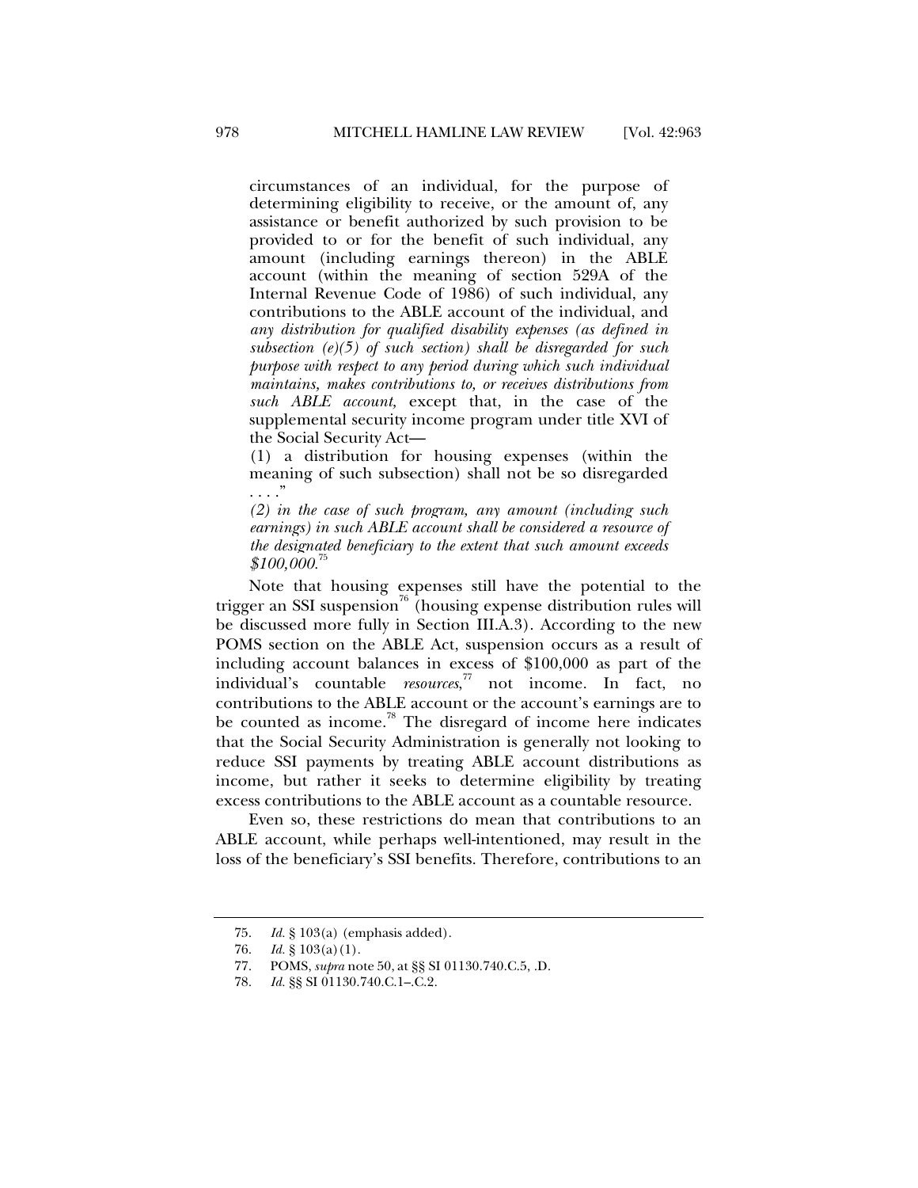> circumstances of an individual, for the purpose of determining eligibility to receive, or the amount of, any assistance or benefit authorized by such provision to be provided to or for the benefit of such individual, any amount (including earnings thereon) in the ABLE account (within the meaning of section 529A of the Internal Revenue Code of 1986) of such individual, any contributions to the ABLE account of the individual, and *any distribution for qualified disability expenses (as defined in subsection (e)(5) of such section) shall be disregarded for such purpose with respect to any period during which such individual maintains, makes contributions to, or receives distributions from such ABLE account,* except that, in the case of the supplemental security income program under title XVI of the Social Security Act—
>
> (1) a distribution for housing expenses (within the meaning of such subsection) shall not be so disregarded . . . ."
>
> *(2) in the case of such program, any amount (including such earnings) in such ABLE account shall be considered a resource of the designated beneficiary to the extent that such amount exceeds $100,000.*[75]

Note that housing expenses still have the potential to the trigger an SSI suspension[76] (housing expense distribution rules will be discussed more fully in Section III.A.3). According to the new POMS section on the ABLE Act, suspension occurs as a result of including account balances in excess of $100,000 as part of the individual's countable *resources*,[77] not income. In fact, no contributions to the ABLE account or the account's earnings are to be counted as income.[78] The disregard of income here indicates that the Social Security Administration is generally not looking to reduce SSI payments by treating ABLE account distributions as income, but rather it seeks to determine eligibility by treating excess contributions to the ABLE account as a countable resource.

Even so, these restrictions do mean that contributions to an ABLE account, while perhaps well-intentioned, may result in the loss of the beneficiary's SSI benefits. Therefore, contributions to an

---

75. *Id.* § 103(a) (emphasis added).

76. *Id.* § 103(a)(1).

77. POMS, *supra* note 50, at §§ SI 01130.740.C.5, .D.

78. *Id.* §§ SI 01130.740.C.1–.C.2.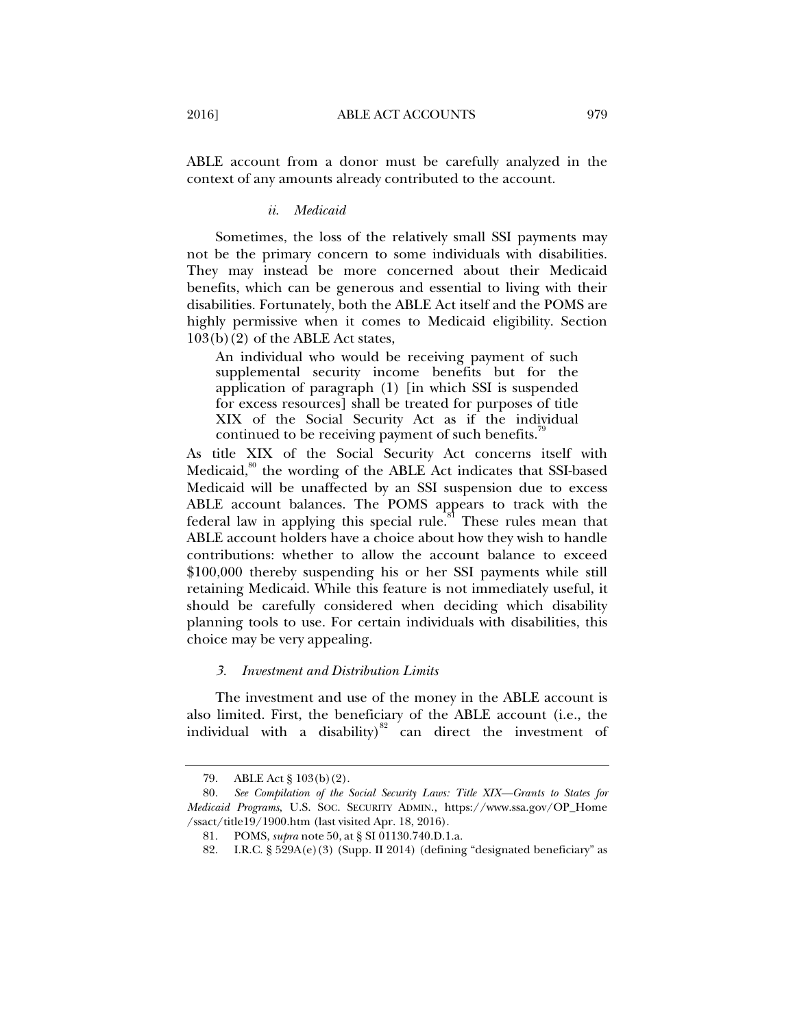ABLE account from a donor must be carefully analyzed in the context of any amounts already contributed to the account.

#### *ii. Medicaid*

Sometimes, the loss of the relatively small SSI payments may not be the primary concern to some individuals with disabilities. They may instead be more concerned about their Medicaid benefits, which can be generous and essential to living with their disabilities. Fortunately, both the ABLE Act itself and the POMS are highly permissive when it comes to Medicaid eligibility. Section 103(b)(2) of the ABLE Act states,

> An individual who would be receiving payment of such supplemental security income benefits but for the application of paragraph (1) [in which SSI is suspended for excess resources] shall be treated for purposes of title XIX of the Social Security Act as if the individual continued to be receiving payment of such benefits.[79]

As title XIX of the Social Security Act concerns itself with Medicaid,[80] the wording of the ABLE Act indicates that SSI-based Medicaid will be unaffected by an SSI suspension due to excess ABLE account balances. The POMS appears to track with the federal law in applying this special rule.[81] These rules mean that ABLE account holders have a choice about how they wish to handle contributions: whether to allow the account balance to exceed $100,000 thereby suspending his or her SSI payments while still retaining Medicaid. While this feature is not immediately useful, it should be carefully considered when deciding which disability planning tools to use. For certain individuals with disabilities, this choice may be very appealing.

### *3. Investment and Distribution Limits*

The investment and use of the money in the ABLE account is also limited. First, the beneficiary of the ABLE account (i.e., the individual with a disability)[82] can direct the investment of

---

79. ABLE Act § 103(b)(2).

80. *See Compilation of the Social Security Laws: Title XIX—Grants to States for Medicaid Programs*, U.S. SOC. SECURITY ADMIN., https://www.ssa.gov/OP_Home/ssact/title19/1900.htm (last visited Apr. 18, 2016).

81. POMS, *supra* note 50, at § SI 01130.740.D.1.a.

82. I.R.C. § 529A(e)(3) (Supp. II 2014) (defining "designated beneficiary" as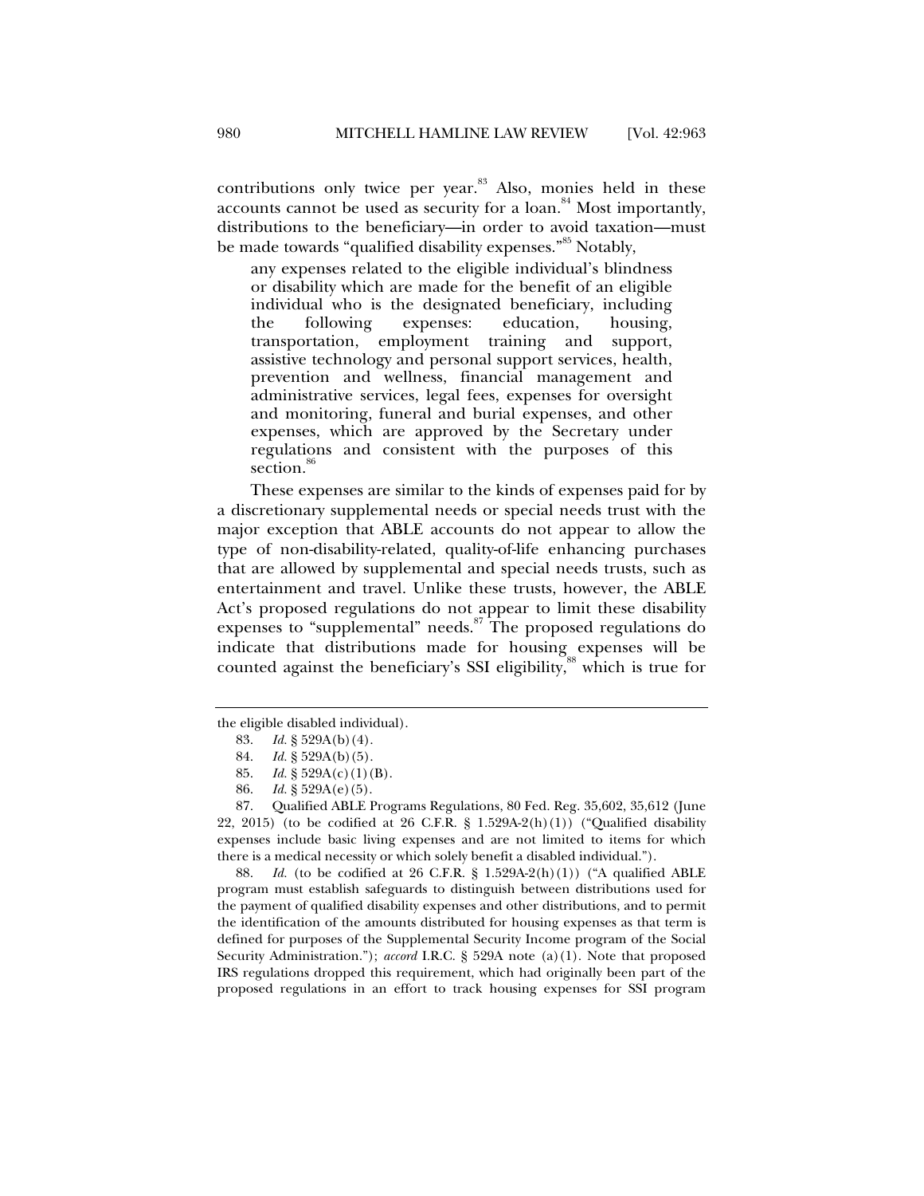contributions only twice per year.[83] Also, monies held in these accounts cannot be used as security for a loan.[84] Most importantly, distributions to the beneficiary—in order to avoid taxation—must be made towards "qualified disability expenses."[85] Notably,

> any expenses related to the eligible individual's blindness or disability which are made for the benefit of an eligible individual who is the designated beneficiary, including the following expenses: education, housing, transportation, employment training and support, assistive technology and personal support services, health, prevention and wellness, financial management and administrative services, legal fees, expenses for oversight and monitoring, funeral and burial expenses, and other expenses, which are approved by the Secretary under regulations and consistent with the purposes of this section.[86]

These expenses are similar to the kinds of expenses paid for by a discretionary supplemental needs or special needs trust with the major exception that ABLE accounts do not appear to allow the type of non-disability-related, quality-of-life enhancing purchases that are allowed by supplemental and special needs trusts, such as entertainment and travel. Unlike these trusts, however, the ABLE Act's proposed regulations do not appear to limit these disability expenses to "supplemental" needs.[87] The proposed regulations do indicate that distributions made for housing expenses will be counted against the beneficiary's SSI eligibility,[88] which is true for

---

the eligible disabled individual).

83. *Id.* § 529A(b)(4).

84. *Id.* § 529A(b)(5).

85. *Id.* § 529A(c)(1)(B).

86. *Id.* § 529A(e)(5).

87. Qualified ABLE Programs Regulations, 80 Fed. Reg. 35,602, 35,612 (June 22, 2015) (to be codified at 26 C.F.R. § 1.529A-2(h)(1)) ("Qualified disability expenses include basic living expenses and are not limited to items for which there is a medical necessity or which solely benefit a disabled individual.").

88. *Id.* (to be codified at 26 C.F.R. § 1.529A-2(h)(1)) ("A qualified ABLE program must establish safeguards to distinguish between distributions used for the payment of qualified disability expenses and other distributions, and to permit the identification of the amounts distributed for housing expenses as that term is defined for purposes of the Supplemental Security Income program of the Social Security Administration."); *accord* I.R.C. § 529A note (a)(1). Note that proposed IRS regulations dropped this requirement, which had originally been part of the proposed regulations in an effort to track housing expenses for SSI program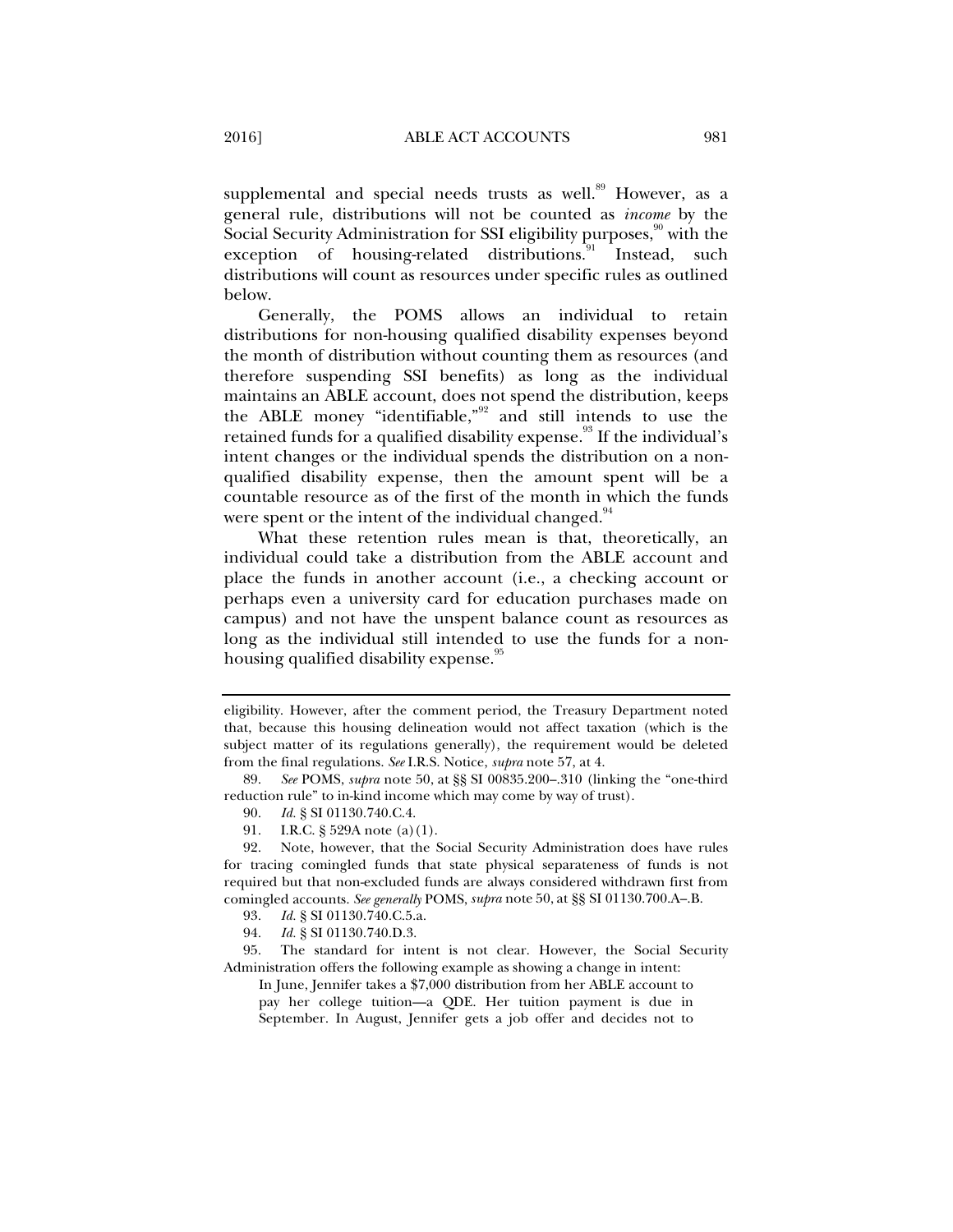supplemental and special needs trusts as well.[89] However, as a general rule, distributions will not be counted as *income* by the Social Security Administration for SSI eligibility purposes,[90] with the exception of housing-related distributions.[91] Instead, such distributions will count as resources under specific rules as outlined below.

Generally, the POMS allows an individual to retain distributions for non-housing qualified disability expenses beyond the month of distribution without counting them as resources (and therefore suspending SSI benefits) as long as the individual maintains an ABLE account, does not spend the distribution, keeps the ABLE money "identifiable,"[92] and still intends to use the retained funds for a qualified disability expense.[93] If the individual's intent changes or the individual spends the distribution on a non-qualified disability expense, then the amount spent will be a countable resource as of the first of the month in which the funds were spent or the intent of the individual changed.[94]

What these retention rules mean is that, theoretically, an individual could take a distribution from the ABLE account and place the funds in another account (i.e., a checking account or perhaps even a university card for education purchases made on campus) and not have the unspent balance count as resources as long as the individual still intended to use the funds for a non-housing qualified disability expense.[95]

---

eligibility. However, after the comment period, the Treasury Department noted that, because this housing delineation would not affect taxation (which is the subject matter of its regulations generally), the requirement would be deleted from the final regulations. *See* I.R.S. Notice, *supra* note 57, at 4.

89. *See* POMS, *supra* note 50, at §§ SI 00835.200–.310 (linking the "one-third reduction rule" to in-kind income which may come by way of trust).

90. *Id.* § SI 01130.740.C.4.

91. I.R.C. § 529A note (a)(1).

92. Note, however, that the Social Security Administration does have rules for tracing comingled funds that state physical separateness of funds is not required but that non-excluded funds are always considered withdrawn first from comingled accounts. *See generally* POMS, *supra* note 50, at §§ SI 01130.700.A–.B.

93. *Id.* § SI 01130.740.C.5.a.

94. *Id.* § SI 01130.740.D.3.

95. The standard for intent is not clear. However, the Social Security Administration offers the following example as showing a change in intent:

> In June, Jennifer takes a $7,000 distribution from her ABLE account to pay her college tuition—a QDE. Her tuition payment is due in September. In August, Jennifer gets a job offer and decides not to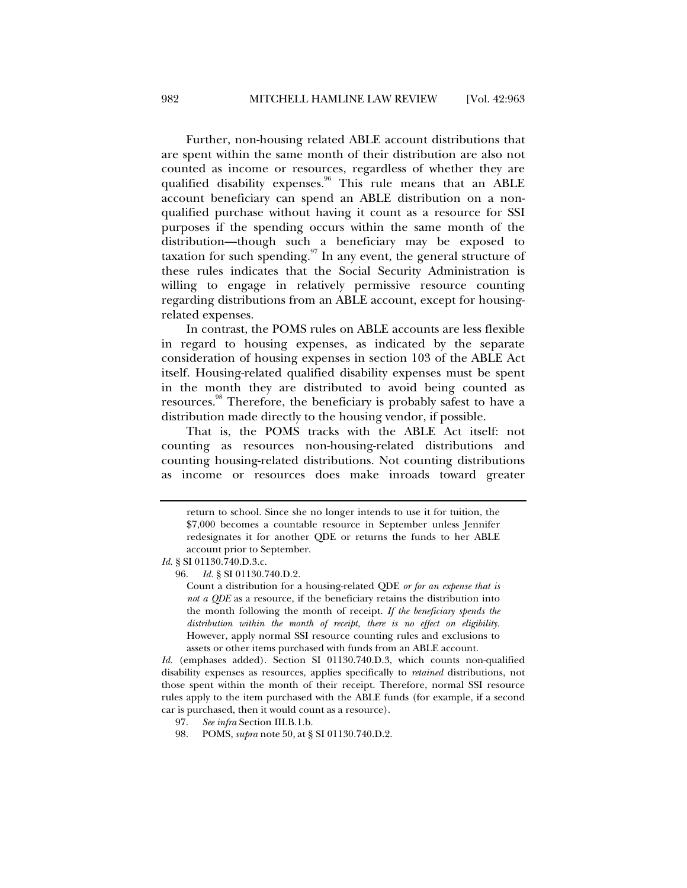Further, non-housing related ABLE account distributions that are spent within the same month of their distribution are also not counted as income or resources, regardless of whether they are qualified disability expenses.[96] This rule means that an ABLE account beneficiary can spend an ABLE distribution on a non-qualified purchase without having it count as a resource for SSI purposes if the spending occurs within the same month of the distribution—though such a beneficiary may be exposed to taxation for such spending.[97] In any event, the general structure of these rules indicates that the Social Security Administration is willing to engage in relatively permissive resource counting regarding distributions from an ABLE account, except for housing-related expenses.

In contrast, the POMS rules on ABLE accounts are less flexible in regard to housing expenses, as indicated by the separate consideration of housing expenses in section 103 of the ABLE Act itself. Housing-related qualified disability expenses must be spent in the month they are distributed to avoid being counted as resources.[98] Therefore, the beneficiary is probably safest to have a distribution made directly to the housing vendor, if possible.

That is, the POMS tracks with the ABLE Act itself: not counting as resources non-housing-related distributions and counting housing-related distributions. Not counting distributions as income or resources does make inroads toward greater

---

> return to school. Since she no longer intends to use it for tuition, the $7,000 becomes a countable resource in September unless Jennifer redesignates it for another QDE or returns the funds to her ABLE account prior to September.

*Id.* § SI 01130.740.D.3.c.

96. *Id.* § SI 01130.740.D.2.

> Count a distribution for a housing-related QDE *or for an expense that is not a QDE* as a resource, if the beneficiary retains the distribution into the month following the month of receipt. *If the beneficiary spends the distribution within the month of receipt, there is no effect on eligibility.* However, apply normal SSI resource counting rules and exclusions to assets or other items purchased with funds from an ABLE account.

*Id.* (emphases added). Section SI 01130.740.D.3, which counts non-qualified disability expenses as resources, applies specifically to *retained* distributions, not those spent within the month of their receipt. Therefore, normal SSI resource rules apply to the item purchased with the ABLE funds (for example, if a second car is purchased, then it would count as a resource).

97. *See infra* Section III.B.1.b.

98. POMS, *supra* note 50, at § SI 01130.740.D.2.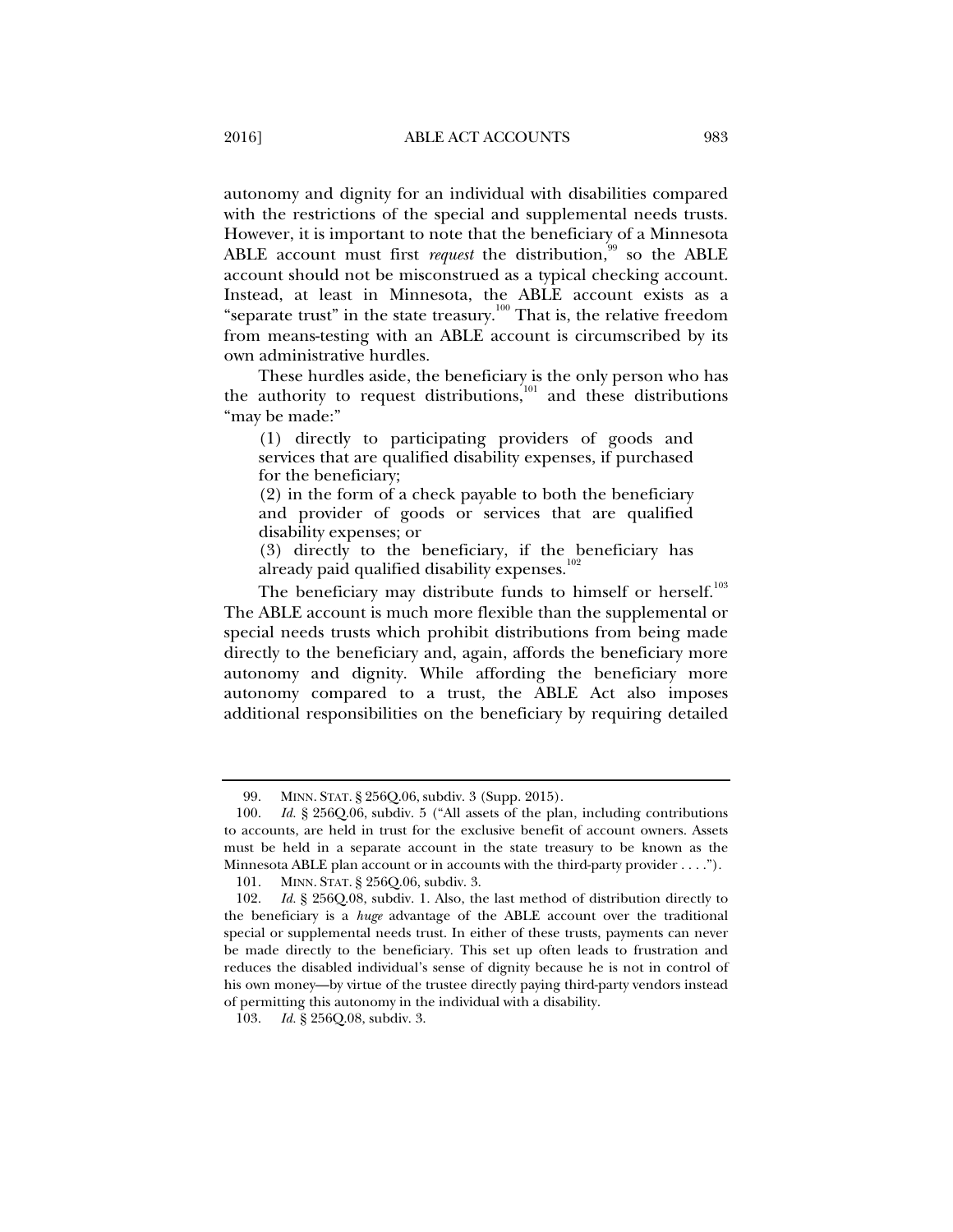autonomy and dignity for an individual with disabilities compared with the restrictions of the special and supplemental needs trusts. However, it is important to note that the beneficiary of a Minnesota ABLE account must first *request* the distribution,[99] so the ABLE account should not be misconstrued as a typical checking account. Instead, at least in Minnesota, the ABLE account exists as a "separate trust" in the state treasury.[100] That is, the relative freedom from means-testing with an ABLE account is circumscribed by its own administrative hurdles.

These hurdles aside, the beneficiary is the only person who has the authority to request distributions,[101] and these distributions "may be made:"

> (1) directly to participating providers of goods and services that are qualified disability expenses, if purchased for the beneficiary;
>
> (2) in the form of a check payable to both the beneficiary and provider of goods or services that are qualified disability expenses; or
>
> (3) directly to the beneficiary, if the beneficiary has already paid qualified disability expenses.[102]

The beneficiary may distribute funds to himself or herself.[103] The ABLE account is much more flexible than the supplemental or special needs trusts which prohibit distributions from being made directly to the beneficiary and, again, affords the beneficiary more autonomy and dignity. While affording the beneficiary more autonomy compared to a trust, the ABLE Act also imposes additional responsibilities on the beneficiary by requiring detailed

---

99. MINN. STAT. § 256Q.06, subdiv. 3 (Supp. 2015).

100. *Id.* § 256Q.06, subdiv. 5 ("All assets of the plan, including contributions to accounts, are held in trust for the exclusive benefit of account owners. Assets must be held in a separate account in the state treasury to be known as the Minnesota ABLE plan account or in accounts with the third-party provider . . . .").

101. MINN. STAT. § 256Q.06, subdiv. 3.

102. *Id.* § 256Q.08, subdiv. 1. Also, the last method of distribution directly to the beneficiary is a *huge* advantage of the ABLE account over the traditional special or supplemental needs trust. In either of these trusts, payments can never be made directly to the beneficiary. This set up often leads to frustration and reduces the disabled individual's sense of dignity because he is not in control of his own money—by virtue of the trustee directly paying third-party vendors instead of permitting this autonomy in the individual with a disability.

103. *Id.* § 256Q.08, subdiv. 3.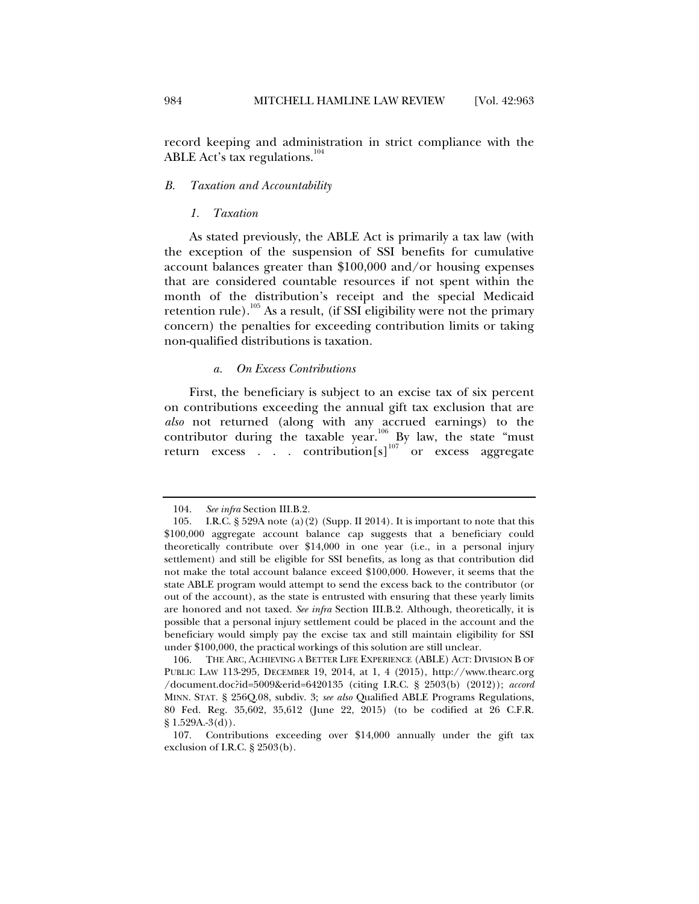record keeping and administration in strict compliance with the ABLE Act's tax regulations.[104]

### *B. Taxation and Accountability*

#### *1. Taxation*

As stated previously, the ABLE Act is primarily a tax law (with the exception of the suspension of SSI benefits for cumulative account balances greater than $100,000 and/or housing expenses that are considered countable resources if not spent within the month of the distribution's receipt and the special Medicaid retention rule).[105] As a result, (if SSI eligibility were not the primary concern) the penalties for exceeding contribution limits or taking non-qualified distributions is taxation.

##### *a. On Excess Contributions*

First, the beneficiary is subject to an excise tax of six percent on contributions exceeding the annual gift tax exclusion that are *also* not returned (along with any accrued earnings) to the contributor during the taxable year.[106] By law, the state "must return excess . . . contribution[s][107] or excess aggregate

---

104. *See infra* Section III.B.2.

105. I.R.C. § 529A note (a)(2) (Supp. II 2014). It is important to note that this $100,000 aggregate account balance cap suggests that a beneficiary could theoretically contribute over $14,000 in one year (i.e., in a personal injury settlement) and still be eligible for SSI benefits, as long as that contribution did not make the total account balance exceed $100,000. However, it seems that the state ABLE program would attempt to send the excess back to the contributor (or out of the account), as the state is entrusted with ensuring that these yearly limits are honored and not taxed. *See infra* Section III.B.2. Although, theoretically, it is possible that a personal injury settlement could be placed in the account and the beneficiary would simply pay the excise tax and still maintain eligibility for SSI under $100,000, the practical workings of this solution are still unclear.

106. THE ARC, ACHIEVING A BETTER LIFE EXPERIENCE (ABLE) ACT: DIVISION B OF PUBLIC LAW 113-295, DECEMBER 19, 2014, at 1, 4 (2015), http://www.thearc.org/document.doc?id=5009&erid=6420135 (citing I.R.C. § 2503(b) (2012)); *accord* MINN. STAT. § 256Q.08, subdiv. 3; *see also* Qualified ABLE Programs Regulations, 80 Fed. Reg. 35,602, 35,612 (June 22, 2015) (to be codified at 26 C.F.R. § 1.529A.-3(d)).

107. Contributions exceeding over $14,000 annually under the gift tax exclusion of I.R.C. § 2503(b).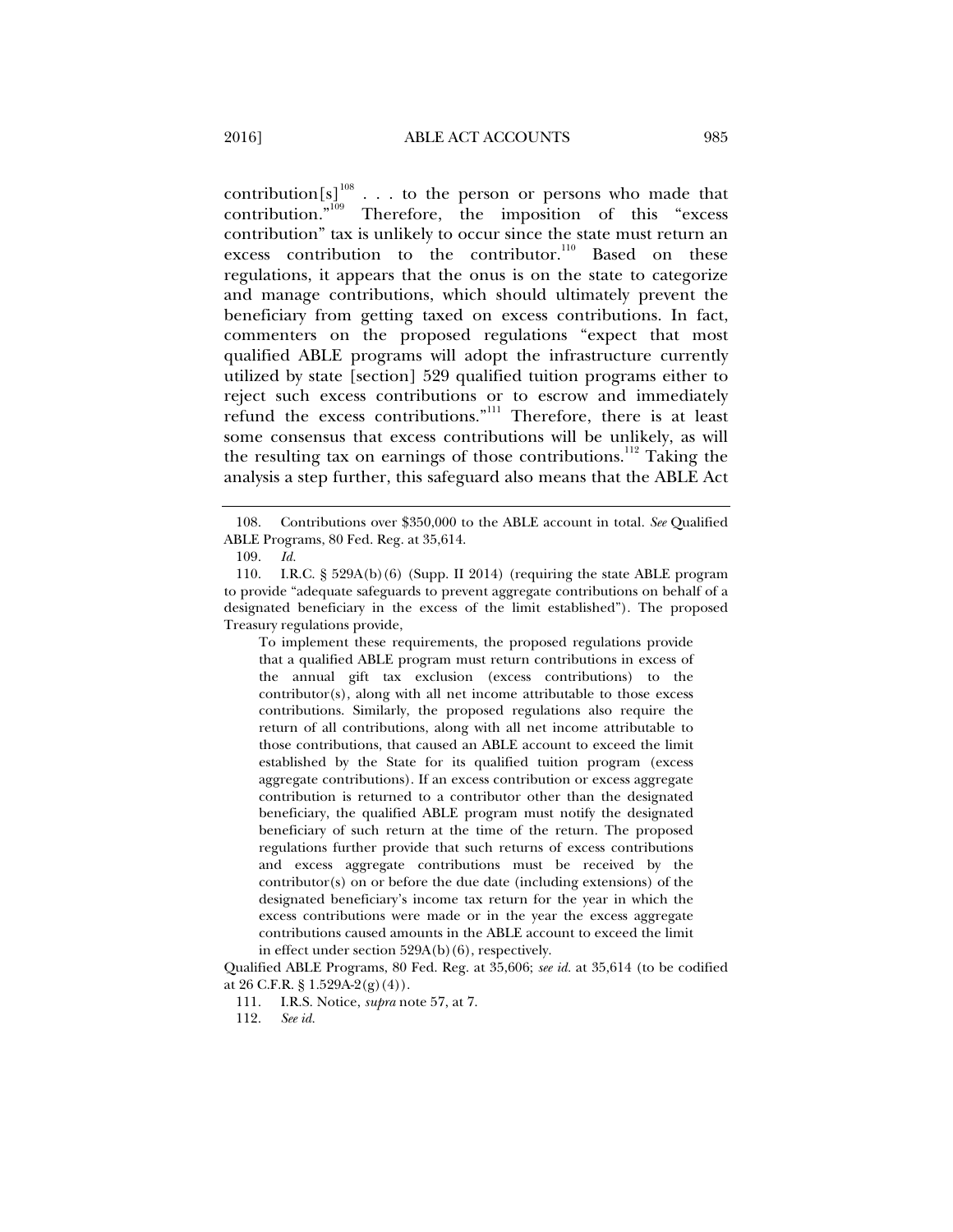contribution[s][108] . . . to the person or persons who made that contribution."[109] Therefore, the imposition of this "excess contribution" tax is unlikely to occur since the state must return an excess contribution to the contributor.[110] Based on these regulations, it appears that the onus is on the state to categorize and manage contributions, which should ultimately prevent the beneficiary from getting taxed on excess contributions. In fact, commenters on the proposed regulations "expect that most qualified ABLE programs will adopt the infrastructure currently utilized by state [section] 529 qualified tuition programs either to reject such excess contributions or to escrow and immediately refund the excess contributions."[111] Therefore, there is at least some consensus that excess contributions will be unlikely, as will the resulting tax on earnings of those contributions.[112] Taking the analysis a step further, this safeguard also means that the ABLE Act

---

108. Contributions over $350,000 to the ABLE account in total. *See* Qualified ABLE Programs, 80 Fed. Reg. at 35,614.

109. *Id.*

110. I.R.C. § 529A(b)(6) (Supp. II 2014) (requiring the state ABLE program to provide "adequate safeguards to prevent aggregate contributions on behalf of a designated beneficiary in the excess of the limit established"). The proposed Treasury regulations provide,

> To implement these requirements, the proposed regulations provide that a qualified ABLE program must return contributions in excess of the annual gift tax exclusion (excess contributions) to the contributor(s), along with all net income attributable to those excess contributions. Similarly, the proposed regulations also require the return of all contributions, along with all net income attributable to those contributions, that caused an ABLE account to exceed the limit established by the State for its qualified tuition program (excess aggregate contributions). If an excess contribution or excess aggregate contribution is returned to a contributor other than the designated beneficiary, the qualified ABLE program must notify the designated beneficiary of such return at the time of the return. The proposed regulations further provide that such returns of excess contributions and excess aggregate contributions must be received by the contributor(s) on or before the due date (including extensions) of the designated beneficiary's income tax return for the year in which the excess contributions were made or in the year the excess aggregate contributions caused amounts in the ABLE account to exceed the limit in effect under section 529A(b)(6), respectively.

Qualified ABLE Programs, 80 Fed. Reg. at 35,606; *see id.* at 35,614 (to be codified at 26 C.F.R. § 1.529A-2(g)(4)).

111. I.R.S. Notice, *supra* note 57, at 7.

112. *See id.*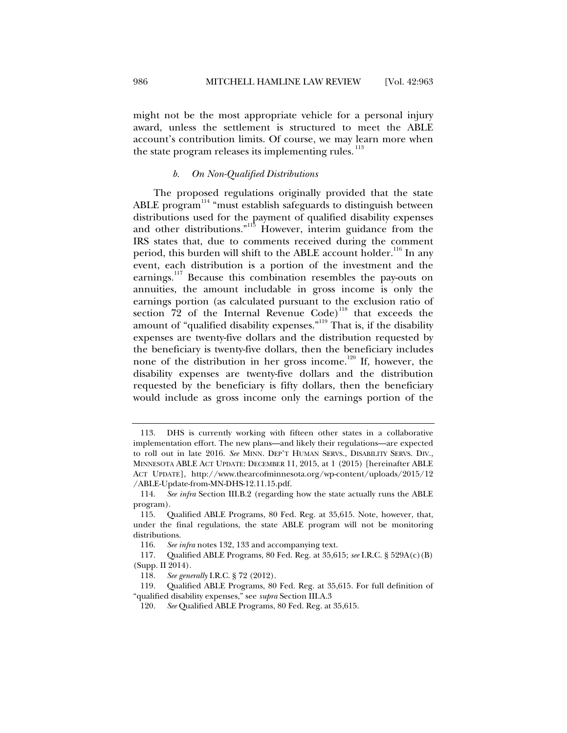might not be the most appropriate vehicle for a personal injury award, unless the settlement is structured to meet the ABLE account's contribution limits. Of course, we may learn more when the state program releases its implementing rules.[113]

#### *b. On Non-Qualified Distributions*

The proposed regulations originally provided that the state ABLE program[114] "must establish safeguards to distinguish between distributions used for the payment of qualified disability expenses and other distributions."[115] However, interim guidance from the IRS states that, due to comments received during the comment period, this burden will shift to the ABLE account holder.[116] In any event, each distribution is a portion of the investment and the earnings.[117] Because this combination resembles the pay-outs on annuities, the amount includable in gross income is only the earnings portion (as calculated pursuant to the exclusion ratio of section 72 of the Internal Revenue Code)[118] that exceeds the amount of "qualified disability expenses."[119] That is, if the disability expenses are twenty-five dollars and the distribution requested by the beneficiary is twenty-five dollars, then the beneficiary includes none of the distribution in her gross income.[120] If, however, the disability expenses are twenty-five dollars and the distribution requested by the beneficiary is fifty dollars, then the beneficiary would include as gross income only the earnings portion of the

---

113. DHS is currently working with fifteen other states in a collaborative implementation effort. The new plans—and likely their regulations—are expected to roll out in late 2016. *See* MINN. DEP'T HUMAN SERVS., DISABILITY SERVS. DIV., MINNESOTA ABLE ACT UPDATE: DECEMBER 11, 2015, at 1 (2015) [hereinafter ABLE ACT UPDATE], http://www.thearcofminnesota.org/wp-content/uploads/2015/12/ABLE-Update-from-MN-DHS-12.11.15.pdf.

114. *See infra* Section III.B.2 (regarding how the state actually runs the ABLE program).

115. Qualified ABLE Programs, 80 Fed. Reg. at 35,615. Note, however, that, under the final regulations, the state ABLE program will not be monitoring distributions.

116. *See infra* notes 132, 133 and accompanying text.

117. Qualified ABLE Programs, 80 Fed. Reg. at 35,615; *see* I.R.C. § 529A(c)(B) (Supp. II 2014).

118. *See generally* I.R.C. § 72 (2012).

119. Qualified ABLE Programs, 80 Fed. Reg. at 35,615. For full definition of "qualified disability expenses," see *supra* Section III.A.3

120. *See* Qualified ABLE Programs, 80 Fed. Reg. at 35,615.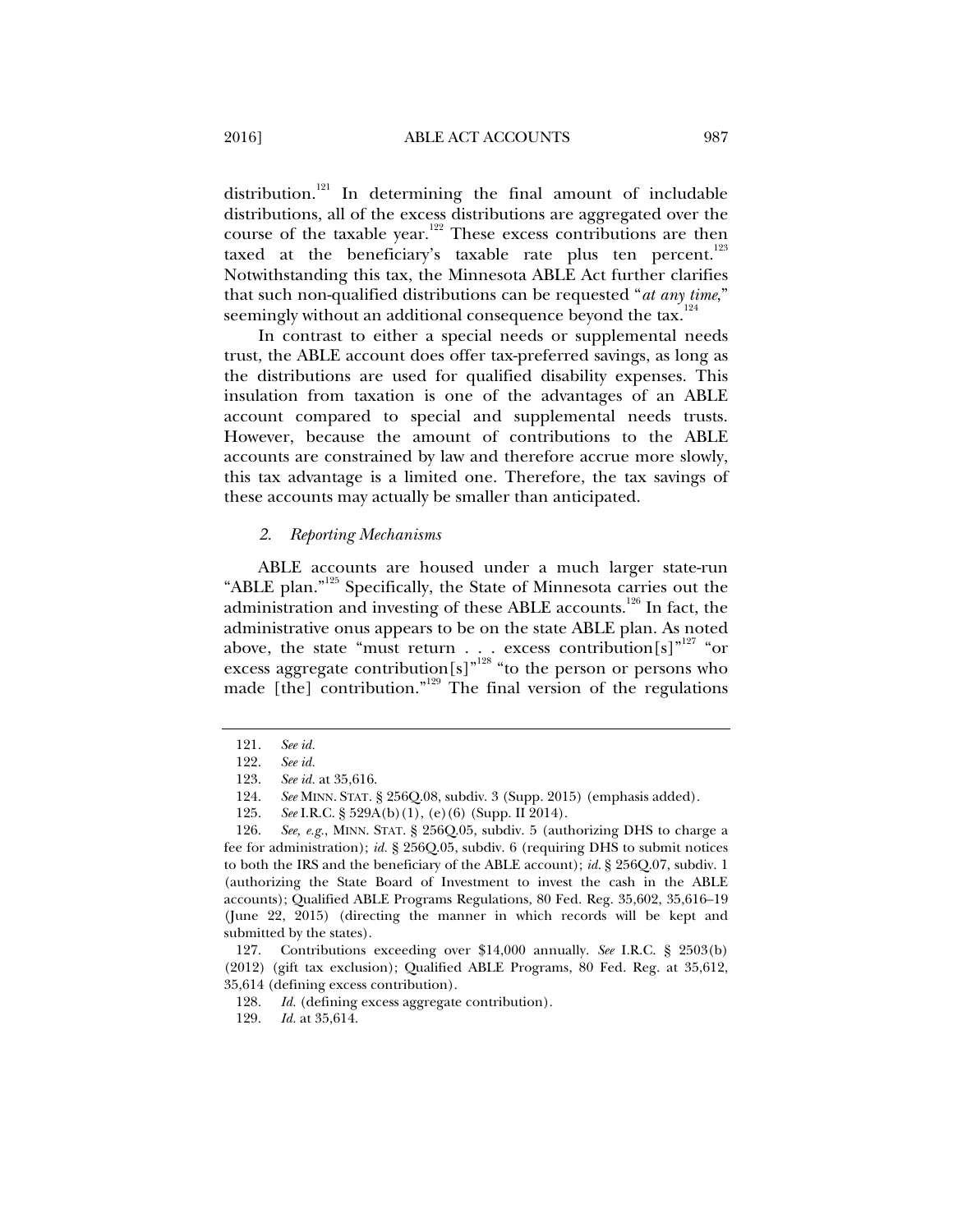distribution.[121] In determining the final amount of includable distributions, all of the excess distributions are aggregated over the course of the taxable year.[122] These excess contributions are then taxed at the beneficiary's taxable rate plus ten percent.[123] Notwithstanding this tax, the Minnesota ABLE Act further clarifies that such non-qualified distributions can be requested "*at any time*," seemingly without an additional consequence beyond the tax.[124]

In contrast to either a special needs or supplemental needs trust, the ABLE account does offer tax-preferred savings, as long as the distributions are used for qualified disability expenses. This insulation from taxation is one of the advantages of an ABLE account compared to special and supplemental needs trusts. However, because the amount of contributions to the ABLE accounts are constrained by law and therefore accrue more slowly, this tax advantage is a limited one. Therefore, the tax savings of these accounts may actually be smaller than anticipated.

### *2. Reporting Mechanisms*

ABLE accounts are housed under a much larger state-run "ABLE plan."[125] Specifically, the State of Minnesota carries out the administration and investing of these ABLE accounts.[126] In fact, the administrative onus appears to be on the state ABLE plan. As noted above, the state "must return . . . excess contribution[s]"[127] "or excess aggregate contribution[s]"[128] "to the person or persons who made [the] contribution."[129] The final version of the regulations

---

121. *See id.*

122. *See id.*

123. *See id.* at 35,616.

124. *See* MINN. STAT. § 256Q.08, subdiv. 3 (Supp. 2015) (emphasis added).

125. *See* I.R.C. § 529A(b)(1), (e)(6) (Supp. II 2014).

126. *See, e.g.*, MINN. STAT. § 256Q.05, subdiv. 5 (authorizing DHS to charge a fee for administration); *id.* § 256Q.05, subdiv. 6 (requiring DHS to submit notices to both the IRS and the beneficiary of the ABLE account); *id.* § 256Q.07, subdiv. 1 (authorizing the State Board of Investment to invest the cash in the ABLE accounts); Qualified ABLE Programs Regulations, 80 Fed. Reg. 35,602, 35,616–19 (June 22, 2015) (directing the manner in which records will be kept and submitted by the states).

127. Contributions exceeding over $14,000 annually. *See* I.R.C. § 2503(b) (2012) (gift tax exclusion); Qualified ABLE Programs, 80 Fed. Reg. at 35,612, 35,614 (defining excess contribution).

128. *Id.* (defining excess aggregate contribution).

129. *Id.* at 35,614.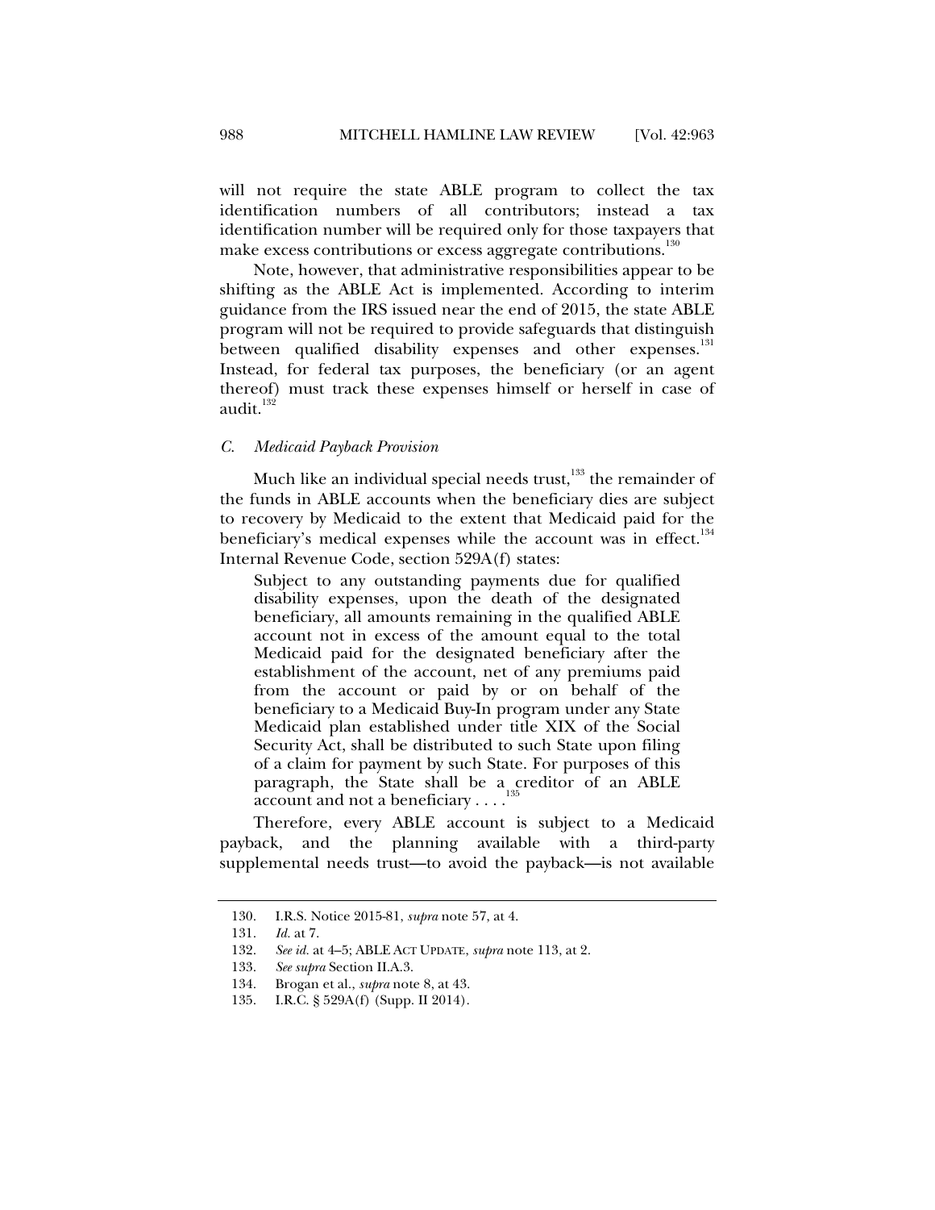will not require the state ABLE program to collect the tax identification numbers of all contributors; instead a tax identification number will be required only for those taxpayers that make excess contributions or excess aggregate contributions.[130]

Note, however, that administrative responsibilities appear to be shifting as the ABLE Act is implemented. According to interim guidance from the IRS issued near the end of 2015, the state ABLE program will not be required to provide safeguards that distinguish between qualified disability expenses and other expenses.[131] Instead, for federal tax purposes, the beneficiary (or an agent thereof) must track these expenses himself or herself in case of audit.[132]

### *C. Medicaid Payback Provision*

Much like an individual special needs trust,[133] the remainder of the funds in ABLE accounts when the beneficiary dies are subject to recovery by Medicaid to the extent that Medicaid paid for the beneficiary's medical expenses while the account was in effect.[134] Internal Revenue Code, section 529A(f) states:

> Subject to any outstanding payments due for qualified disability expenses, upon the death of the designated beneficiary, all amounts remaining in the qualified ABLE account not in excess of the amount equal to the total Medicaid paid for the designated beneficiary after the establishment of the account, net of any premiums paid from the account or paid by or on behalf of the beneficiary to a Medicaid Buy-In program under any State Medicaid plan established under title XIX of the Social Security Act, shall be distributed to such State upon filing of a claim for payment by such State. For purposes of this paragraph, the State shall be a creditor of an ABLE account and not a beneficiary . . . .[135]

Therefore, every ABLE account is subject to a Medicaid payback, and the planning available with a third-party supplemental needs trust—to avoid the payback—is not available

---

130. I.R.S. Notice 2015-81, *supra* note 57, at 4.

131. *Id.* at 7.

132. *See id.* at 4–5; ABLE ACT UPDATE, *supra* note 113, at 2.

133. *See supra* Section II.A.3.

134. Brogan et al., *supra* note 8, at 43.

135. I.R.C. § 529A(f) (Supp. II 2014).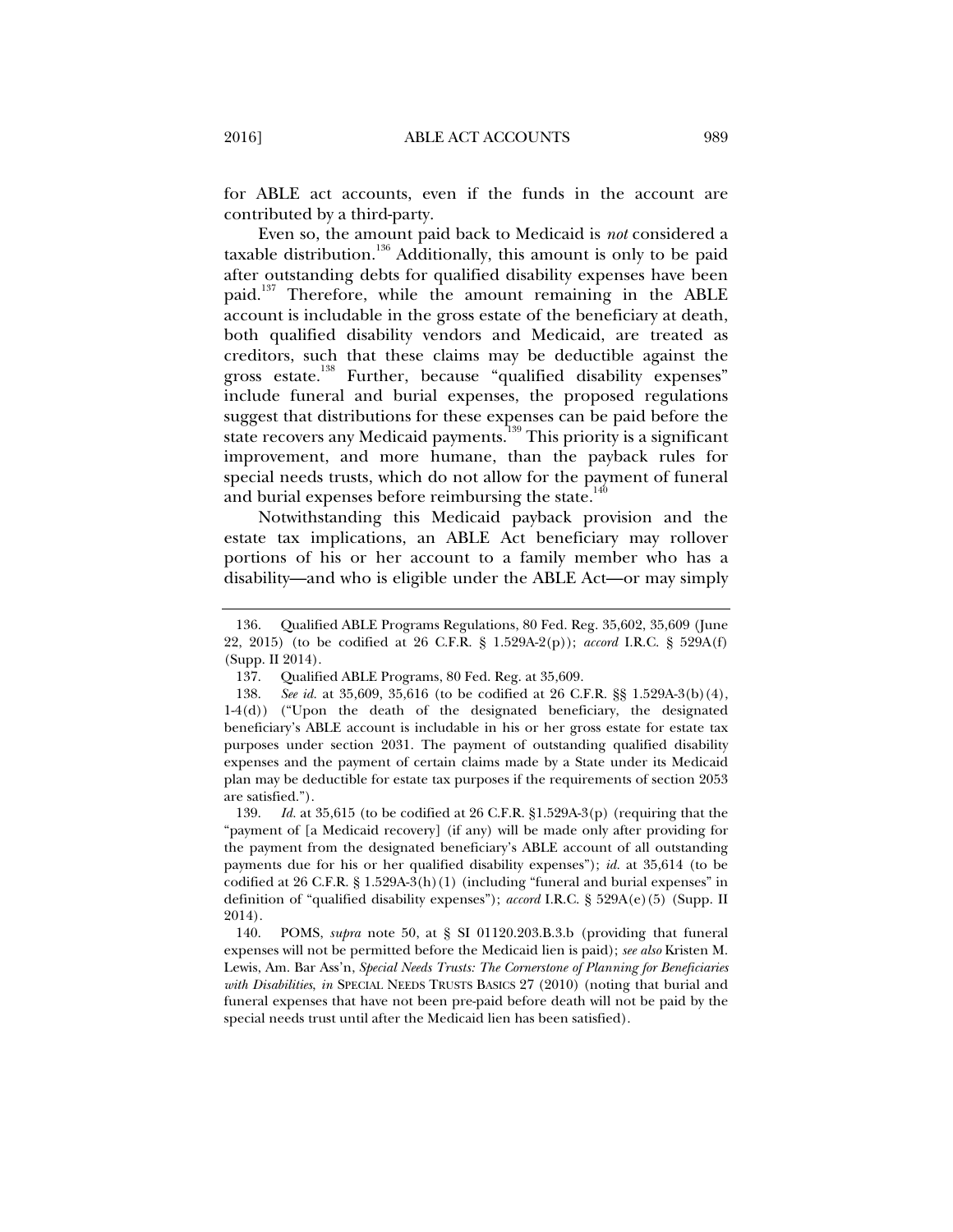for ABLE act accounts, even if the funds in the account are contributed by a third-party.

Even so, the amount paid back to Medicaid is *not* considered a taxable distribution.[136] Additionally, this amount is only to be paid after outstanding debts for qualified disability expenses have been paid.[137] Therefore, while the amount remaining in the ABLE account is includable in the gross estate of the beneficiary at death, both qualified disability vendors and Medicaid, are treated as creditors, such that these claims may be deductible against the gross estate.[138] Further, because "qualified disability expenses" include funeral and burial expenses, the proposed regulations suggest that distributions for these expenses can be paid before the state recovers any Medicaid payments.[139] This priority is a significant improvement, and more humane, than the payback rules for special needs trusts, which do not allow for the payment of funeral and burial expenses before reimbursing the state.[140]

Notwithstanding this Medicaid payback provision and the estate tax implications, an ABLE Act beneficiary may rollover portions of his or her account to a family member who has a disability—and who is eligible under the ABLE Act—or may simply

---

136. Qualified ABLE Programs Regulations, 80 Fed. Reg. 35,602, 35,609 (June 22, 2015) (to be codified at 26 C.F.R. § 1.529A-2(p)); *accord* I.R.C. § 529A(f) (Supp. II 2014).

137. Qualified ABLE Programs, 80 Fed. Reg. at 35,609.

138. *See id.* at 35,609, 35,616 (to be codified at 26 C.F.R. §§ 1.529A-3(b)(4), 1-4(d)) ("Upon the death of the designated beneficiary, the designated beneficiary's ABLE account is includable in his or her gross estate for estate tax purposes under section 2031. The payment of outstanding qualified disability expenses and the payment of certain claims made by a State under its Medicaid plan may be deductible for estate tax purposes if the requirements of section 2053 are satisfied.").

139. *Id.* at 35,615 (to be codified at 26 C.F.R. §1.529A-3(p) (requiring that the "payment of [a Medicaid recovery] (if any) will be made only after providing for the payment from the designated beneficiary's ABLE account of all outstanding payments due for his or her qualified disability expenses"); *id.* at 35,614 (to be codified at 26 C.F.R. § 1.529A-3(h)(1) (including "funeral and burial expenses" in definition of "qualified disability expenses"); *accord* I.R.C. § 529A(e)(5) (Supp. II 2014).

140. POMS, *supra* note 50, at § SI 01120.203.B.3.b (providing that funeral expenses will not be permitted before the Medicaid lien is paid); *see also* Kristen M. Lewis, Am. Bar Ass'n, *Special Needs Trusts: The Cornerstone of Planning for Beneficiaries with Disabilities*, *in* SPECIAL NEEDS TRUSTS BASICS 27 (2010) (noting that burial and funeral expenses that have not been pre-paid before death will not be paid by the special needs trust until after the Medicaid lien has been satisfied).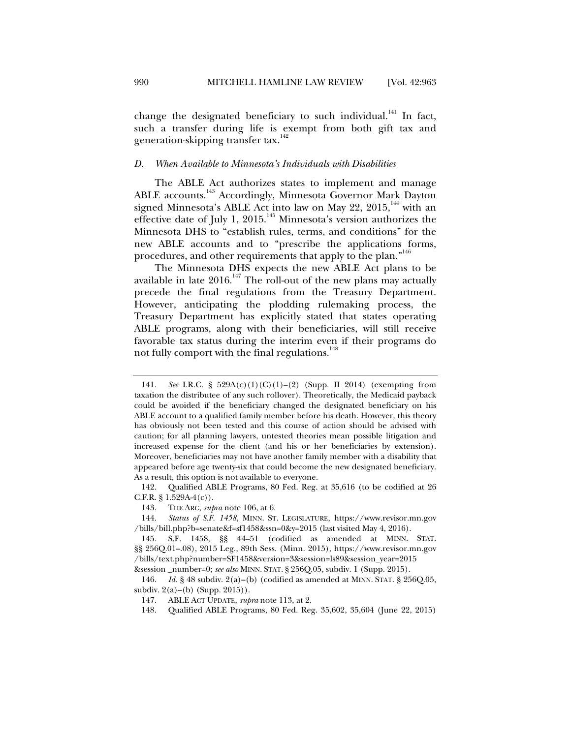change the designated beneficiary to such individual.[141] In fact, such a transfer during life is exempt from both gift tax and generation-skipping transfer tax.[142]

### *D. When Available to Minnesota's Individuals with Disabilities*

The ABLE Act authorizes states to implement and manage ABLE accounts.[143] Accordingly, Minnesota Governor Mark Dayton signed Minnesota's ABLE Act into law on May 22, 2015,[144] with an effective date of July 1, 2015.[145] Minnesota's version authorizes the Minnesota DHS to "establish rules, terms, and conditions" for the new ABLE accounts and to "prescribe the applications forms, procedures, and other requirements that apply to the plan."[146]

The Minnesota DHS expects the new ABLE Act plans to be available in late 2016.[147] The roll-out of the new plans may actually precede the final regulations from the Treasury Department. However, anticipating the plodding rulemaking process, the Treasury Department has explicitly stated that states operating ABLE programs, along with their beneficiaries, will still receive favorable tax status during the interim even if their programs do not fully comport with the final regulations.[148]

---

141. *See* I.R.C. § 529A(c)(1)(C)(1)–(2) (Supp. II 2014) (exempting from taxation the distributee of any such rollover). Theoretically, the Medicaid payback could be avoided if the beneficiary changed the designated beneficiary on his ABLE account to a qualified family member before his death. However, this theory has obviously not been tested and this course of action should be advised with caution; for all planning lawyers, untested theories mean possible litigation and increased expense for the client (and his or her beneficiaries by extension). Moreover, beneficiaries may not have another family member with a disability that appeared before age twenty-six that could become the new designated beneficiary. As a result, this option is not available to everyone.

142. Qualified ABLE Programs, 80 Fed. Reg. at 35,616 (to be codified at 26 C.F.R. § 1.529A-4(c)).

143. THE ARC, *supra* note 106, at 6.

144. *Status of S.F. 1458*, MINN. ST. LEGISLATURE, https://www.revisor.mn.gov/bills/bill.php?b=senate&f=sf1458&ssn=0&y=2015 (last visited May 4, 2016).

145. S.F. 1458, §§ 44–51 (codified as amended at MINN. STAT. §§ 256Q.01–.08), 2015 Leg., 89th Sess. (Minn. 2015), https://www.revisor.mn.gov/bills/text.php?number=SF1458&version=3&session=ls89&session_year=2015&session _number=0; *see also* MINN. STAT. § 256Q.05, subdiv. 1 (Supp. 2015).

146. *Id.* § 48 subdiv. 2(a)–(b) (codified as amended at MINN. STAT. § 256Q.05, subdiv. 2(a)–(b) (Supp. 2015)).

147. ABLE ACT UPDATE, *supra* note 113, at 2.

148. Qualified ABLE Programs, 80 Fed. Reg. 35,602, 35,604 (June 22, 2015)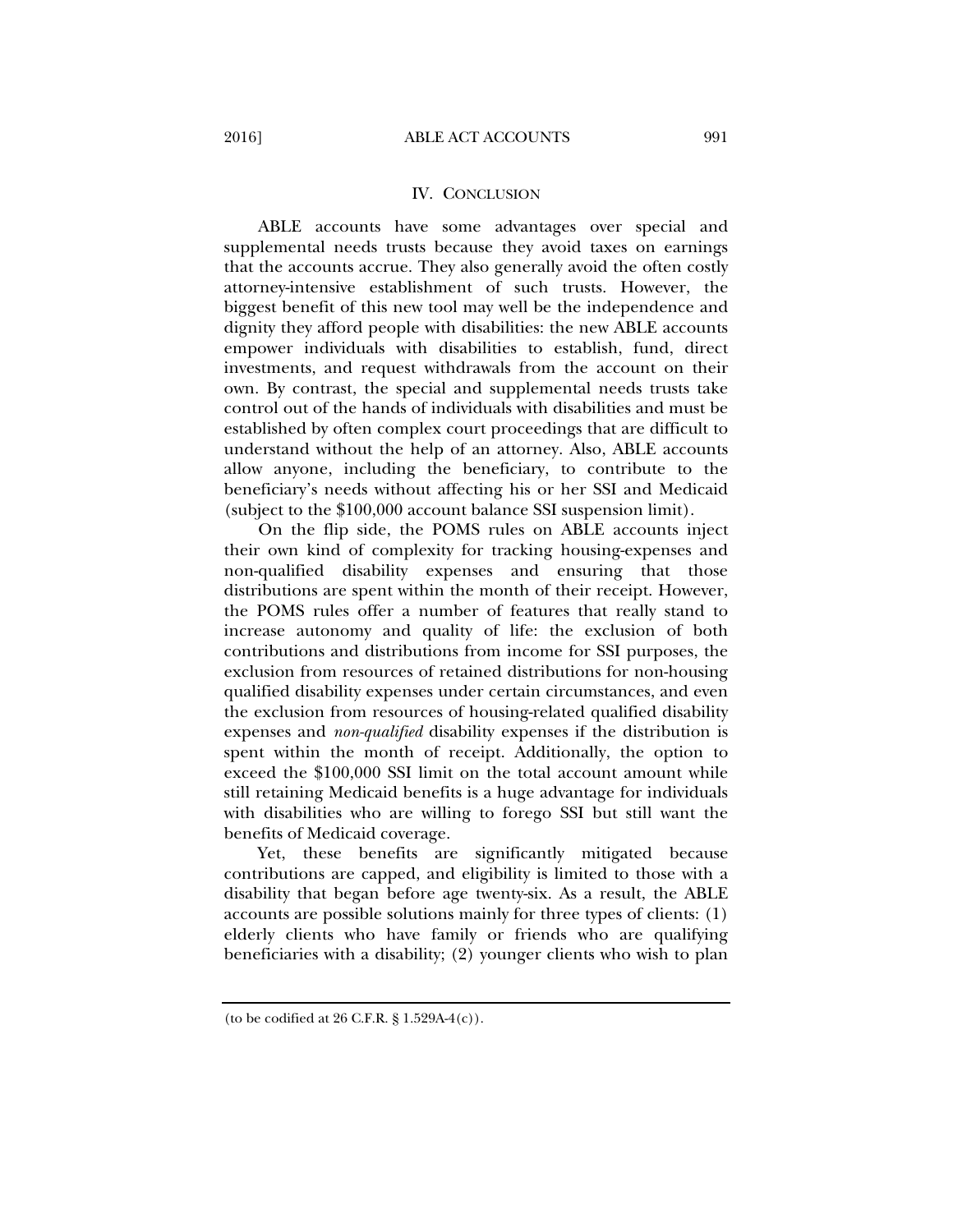## IV. CONCLUSION

ABLE accounts have some advantages over special and supplemental needs trusts because they avoid taxes on earnings that the accounts accrue. They also generally avoid the often costly attorney-intensive establishment of such trusts. However, the biggest benefit of this new tool may well be the independence and dignity they afford people with disabilities: the new ABLE accounts empower individuals with disabilities to establish, fund, direct investments, and request withdrawals from the account on their own. By contrast, the special and supplemental needs trusts take control out of the hands of individuals with disabilities and must be established by often complex court proceedings that are difficult to understand without the help of an attorney. Also, ABLE accounts allow anyone, including the beneficiary, to contribute to the beneficiary's needs without affecting his or her SSI and Medicaid (subject to the $100,000 account balance SSI suspension limit).

On the flip side, the POMS rules on ABLE accounts inject their own kind of complexity for tracking housing-expenses and non-qualified disability expenses and ensuring that those distributions are spent within the month of their receipt. However, the POMS rules offer a number of features that really stand to increase autonomy and quality of life: the exclusion of both contributions and distributions from income for SSI purposes, the exclusion from resources of retained distributions for non-housing qualified disability expenses under certain circumstances, and even the exclusion from resources of housing-related qualified disability expenses and *non-qualified* disability expenses if the distribution is spent within the month of receipt. Additionally, the option to exceed the $100,000 SSI limit on the total account amount while still retaining Medicaid benefits is a huge advantage for individuals with disabilities who are willing to forego SSI but still want the benefits of Medicaid coverage.

Yet, these benefits are significantly mitigated because contributions are capped, and eligibility is limited to those with a disability that began before age twenty-six. As a result, the ABLE accounts are possible solutions mainly for three types of clients: (1) elderly clients who have family or friends who are qualifying beneficiaries with a disability; (2) younger clients who wish to plan

---

(to be codified at 26 C.F.R. § 1.529A-4(c)).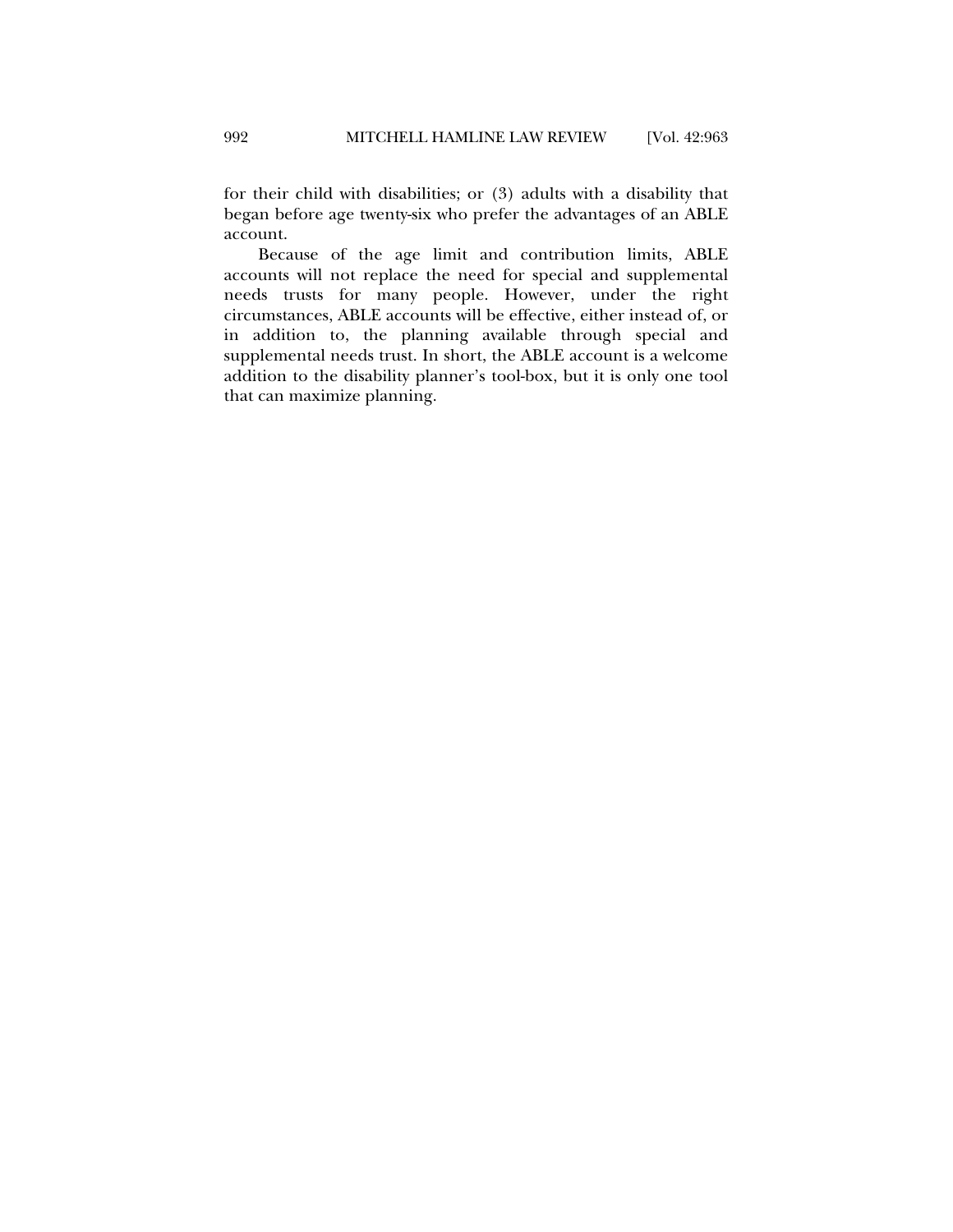for their child with disabilities; or (3) adults with a disability that began before age twenty-six who prefer the advantages of an ABLE account.

Because of the age limit and contribution limits, ABLE accounts will not replace the need for special and supplemental needs trusts for many people. However, under the right circumstances, ABLE accounts will be effective, either instead of, or in addition to, the planning available through special and supplemental needs trust. In short, the ABLE account is a welcome addition to the disability planner's tool-box, but it is only one tool that can maximize planning.